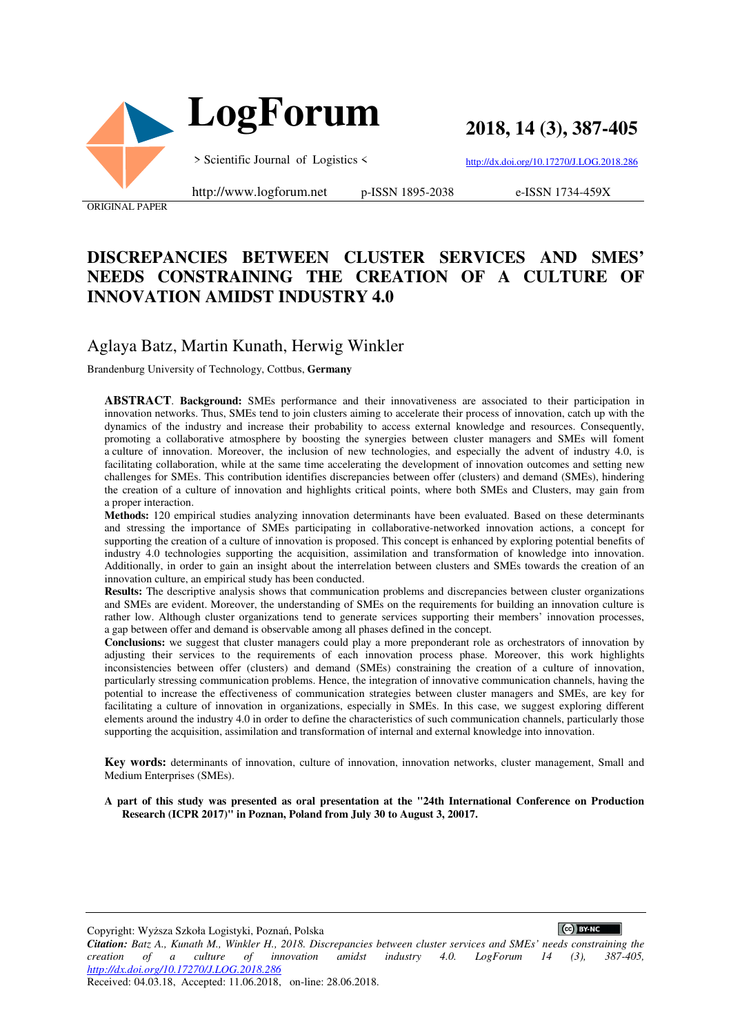ORIGINAL PAPER

# DISCREPANCIES BETWEEN CLUSTER SERVICES AND SMES' NEEDS CONSTRAINING THE CREATION OF A CULTURE OF INNOVATION AMIDST INDUSTRY 4.0

Aglaya Batz, Martin Kunath, Herwig Winkler

Brandenburg University of Technology, Cottbus, **Germany**

**ABSTRACT**. **Background:** SMEs performance and their innovativeness are associated to their participation in innovation networks. Thus, SMEs tend to join clusters aiming to accelerate their process of innovation, catch up with the dynamics of the industry and increase their probability to access external knowledge and resources. Consequently, promoting a collaborative atmosphere by boosting the synergies between cluster managers and SMEs will foment a culture of innovation. Moreover, the inclusion of new technologies, and especially the advent of industry 4.0, is facilitating collaboration, while at the same time accelerating the development of innovation outcomes and setting new challenges for SMEs. This contribution identifies discrepancies between offer (clusters) and demand (SMEs), hindering the creation of a culture of innovation and highlights critical points, where both SMEs and Clusters, may gain from a proper interaction.

**Methods:** 120 empirical studies analyzing innovation determinants have been evaluated. Based on these determinants and stressing the importance of SMEs participating in collaborative-networked innovation actions, a concept for supporting the creation of a culture of innovation is proposed. This concept is enhanced by exploring potential benefits of industry 4.0 technologies supporting the acquisition, assimilation and transformation of knowledge into innovation. Additionally, in order to gain an insight about the interrelation between clusters and SMEs towards the creation of an innovation culture, an empirical study has been conducted.

**Results:** The descriptive analysis shows that communication problems and discrepancies between cluster organizations and SMEs are evident. Moreover, the understanding of SMEs on the requirements for building an innovation culture is rather low. Although cluster organizations tend to generate services supporting their members' innovation processes, a gap between offer and demand is observable among all phases defined in the concept.

**Conclusions:** we suggest that cluster managers could play a more preponderant role as orchestrators of innovation by adjusting their services to the requirements of each innovation process phase. Moreover, this work highlights inconsistencies between offer (clusters) and demand (SMEs) constraining the creation of a culture of innovation, particularly stressing communication problems. Hence, the integration of innovative communication channels, having the potential to increase the effectiveness of communication strategies between cluster managers and SMEs, are key for facilitating a culture of innovation in organizations, especially in SMEs. In this case, we suggest exploring different elements around the industry 4.0 in order to define the characteristics of such communication channels, particularly those supporting the acquisition, assimilation and transformation of internal and external knowledge into innovation.

**Key words:** determinants of innovation, culture of innovation, innovation networks, cluster management, Small and Medium Enterprises (SMEs).

**A part of this study was presented as oral presentation at the "24th International Conference on Production Research (ICPR 2017)" in Poznan, Poland from July 30 to August 3, 20017.**

Copyright: Wyższa Szkoła Logistyki, Poznań, Polska

***Citation:*** *Batz A., Kunath M., Winkler H., 2018. Discrepancies between cluster services and SMEs' needs constraining the creation of a culture of innovation amidst industry 4.0. LogForum 14 (3), 387-405, http://dx.doi.org/10.17270/J.LOG.2018.286*

Received: 04.03.18, Accepted: 11.06.2018, on-line: 28.06.2018.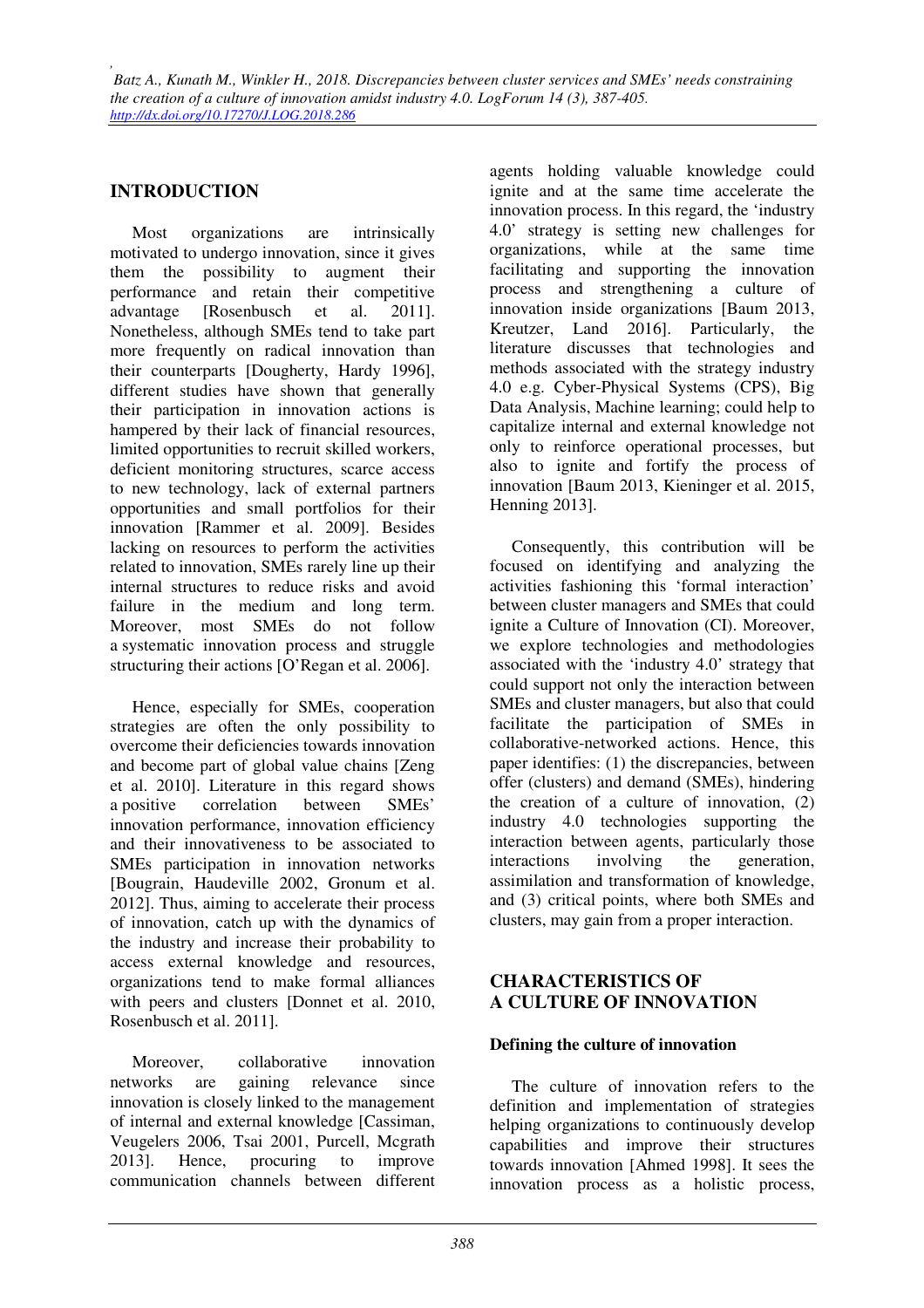## INTRODUCTION

Most organizations are intrinsically motivated to undergo innovation, since it gives them the possibility to augment their performance and retain their competitive advantage [Rosenbusch et al. 2011]. Nonetheless, although SMEs tend to take part more frequently on radical innovation than their counterparts [Dougherty, Hardy 1996], different studies have shown that generally their participation in innovation actions is hampered by their lack of financial resources, limited opportunities to recruit skilled workers, deficient monitoring structures, scarce access to new technology, lack of external partners opportunities and small portfolios for their innovation [Rammer et al. 2009]. Besides lacking on resources to perform the activities related to innovation, SMEs rarely line up their internal structures to reduce risks and avoid failure in the medium and long term. Moreover, most SMEs do not follow a systematic innovation process and struggle structuring their actions [O'Regan et al. 2006].

Hence, especially for SMEs, cooperation strategies are often the only possibility to overcome their deficiencies towards innovation and become part of global value chains [Zeng et al. 2010]. Literature in this regard shows a positive correlation between SMEs' innovation performance, innovation efficiency and their innovativeness to be associated to SMEs participation in innovation networks [Bougrain, Haudeville 2002, Gronum et al. 2012]. Thus, aiming to accelerate their process of innovation, catch up with the dynamics of the industry and increase their probability to access external knowledge and resources, organizations tend to make formal alliances with peers and clusters [Donnet et al. 2010, Rosenbusch et al. 2011].

Moreover, collaborative innovation networks are gaining relevance since innovation is closely linked to the management of internal and external knowledge [Cassiman, Veugelers 2006, Tsai 2001, Purcell, Mcgrath 2013]. Hence, procuring to improve communication channels between different agents holding valuable knowledge could ignite and at the same time accelerate the innovation process. In this regard, the 'industry 4.0' strategy is setting new challenges for organizations, while at the same time facilitating and supporting the innovation process and strengthening a culture of innovation inside organizations [Baum 2013, Kreutzer, Land 2016]. Particularly, the literature discusses that technologies and methods associated with the strategy industry 4.0 e.g. Cyber-Physical Systems (CPS), Big Data Analysis, Machine learning; could help to capitalize internal and external knowledge not only to reinforce operational processes, but also to ignite and fortify the process of innovation [Baum 2013, Kieninger et al. 2015, Henning 2013].

Consequently, this contribution will be focused on identifying and analyzing the activities fashioning this 'formal interaction' between cluster managers and SMEs that could ignite a Culture of Innovation (CI). Moreover, we explore technologies and methodologies associated with the 'industry 4.0' strategy that could support not only the interaction between SMEs and cluster managers, but also that could facilitate the participation of SMEs in collaborative-networked actions. Hence, this paper identifies: (1) the discrepancies, between offer (clusters) and demand (SMEs), hindering the creation of a culture of innovation, (2) industry 4.0 technologies supporting the interaction between agents, particularly those interactions involving the generation, assimilation and transformation of knowledge, and (3) critical points, where both SMEs and clusters, may gain from a proper interaction.

## CHARACTERISTICS OF A CULTURE OF INNOVATION

### Defining the culture of innovation

The culture of innovation refers to the definition and implementation of strategies helping organizations to continuously develop capabilities and improve their structures towards innovation [Ahmed 1998]. It sees the innovation process as a holistic process,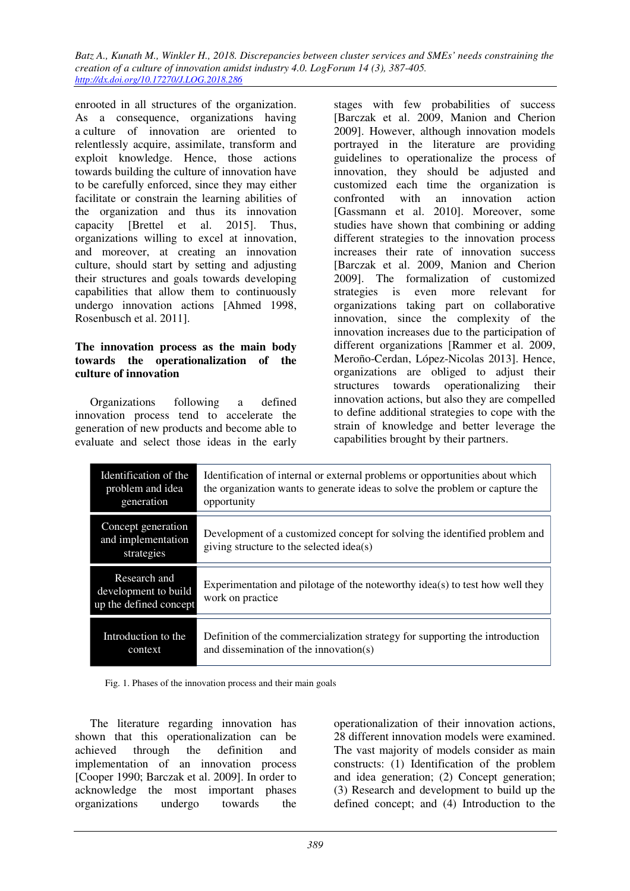enrooted in all structures of the organization. As a consequence, organizations having a culture of innovation are oriented to relentlessly acquire, assimilate, transform and exploit knowledge. Hence, those actions towards building the culture of innovation have to be carefully enforced, since they may either facilitate or constrain the learning abilities of the organization and thus its innovation capacity [Brettel et al. 2015]. Thus, organizations willing to excel at innovation, and moreover, at creating an innovation culture, should start by setting and adjusting their structures and goals towards developing capabilities that allow them to continuously undergo innovation actions [Ahmed 1998, Rosenbusch et al. 2011].

**The innovation process as the main body towards the operationalization of the culture of innovation**

Organizations following a defined innovation process tend to accelerate the generation of new products and become able to evaluate and select those ideas in the early stages with few probabilities of success [Barczak et al. 2009, Manion and Cherion 2009]. However, although innovation models portrayed in the literature are providing guidelines to operationalize the process of innovation, they should be adjusted and customized each time the organization is confronted with an innovation action [Gassmann et al. 2010]. Moreover, some studies have shown that combining or adding different strategies to the innovation process increases their rate of innovation success [Barczak et al. 2009, Manion and Cherion 2009]. The formalization of customized strategies is even more relevant for organizations taking part on collaborative innovation, since the complexity of the innovation increases due to the participation of different organizations [Rammer et al. 2009, Meroño-Cerdan, López-Nicolas 2013]. Hence, organizations are obliged to adjust their structures towards operationalizing their innovation actions, but also they are compelled to define additional strategies to cope with the strain of knowledge and better leverage the capabilities brought by their partners.

| Phase | Main goal |
|---|---|
| Identification of the problem and idea generation | Identification of internal or external problems or opportunities about which the organization wants to generate ideas to solve the problem or capture the opportunity |
| Concept generation and implementation strategies | Development of a customized concept for solving the identified problem and giving structure to the selected idea(s) |
| Research and development to build up the defined concept | Experimentation and pilotage of the noteworthy idea(s) to test how well they work on practice |
| Introduction to the context | Definition of the commercialization strategy for supporting the introduction and dissemination of the innovation(s) |

Fig. 1. Phases of the innovation process and their main goals

The literature regarding innovation has shown that this operationalization can be achieved through the definition and implementation of an innovation process [Cooper 1990; Barczak et al. 2009]. In order to acknowledge the most important phases organizations undergo towards the operationalization of their innovation actions, 28 different innovation models were examined. The vast majority of models consider as main constructs: (1) Identification of the problem and idea generation; (2) Concept generation; (3) Research and development to build up the defined concept; and (4) Introduction to the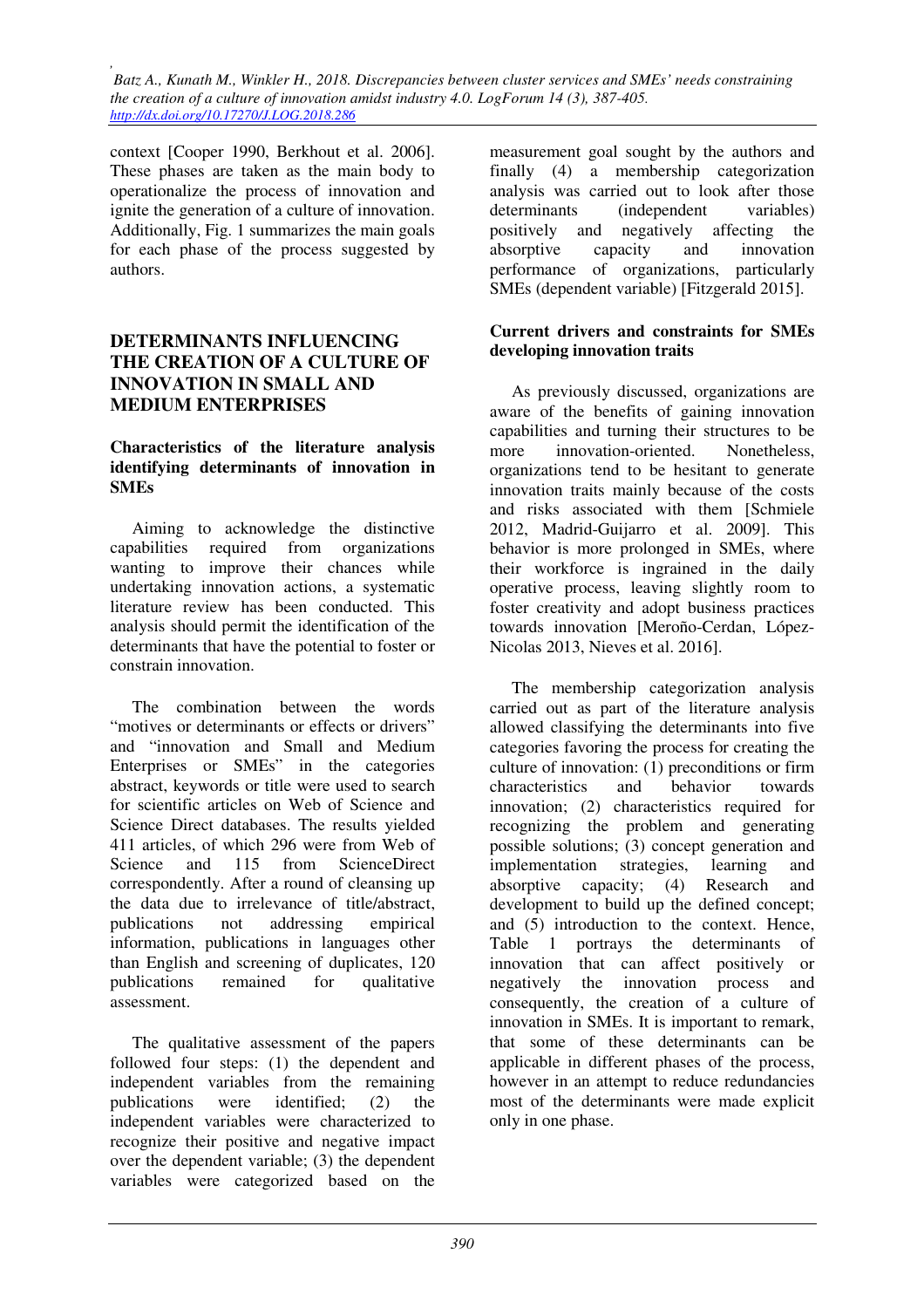context [Cooper 1990, Berkhout et al. 2006]. These phases are taken as the main body to operationalize the process of innovation and ignite the generation of a culture of innovation. Additionally, Fig. 1 summarizes the main goals for each phase of the process suggested by authors.

## DETERMINANTS INFLUENCING THE CREATION OF A CULTURE OF INNOVATION IN SMALL AND MEDIUM ENTERPRISES

### Characteristics of the literature analysis identifying determinants of innovation in SMEs

Aiming to acknowledge the distinctive capabilities required from organizations wanting to improve their chances while undertaking innovation actions, a systematic literature review has been conducted. This analysis should permit the identification of the determinants that have the potential to foster or constrain innovation.

The combination between the words "motives or determinants or effects or drivers" and "innovation and Small and Medium Enterprises or SMEs" in the categories abstract, keywords or title were used to search for scientific articles on Web of Science and Science Direct databases. The results yielded 411 articles, of which 296 were from Web of Science and 115 from ScienceDirect correspondently. After a round of cleansing up the data due to irrelevance of title/abstract, publications not addressing empirical information, publications in languages other than English and screening of duplicates, 120 publications remained for qualitative assessment.

The qualitative assessment of the papers followed four steps: (1) the dependent and independent variables from the remaining publications were identified; (2) the independent variables were characterized to recognize their positive and negative impact over the dependent variable; (3) the dependent variables were categorized based on the measurement goal sought by the authors and finally (4) a membership categorization analysis was carried out to look after those determinants (independent variables) positively and negatively affecting the absorptive capacity and innovation performance of organizations, particularly SMEs (dependent variable) [Fitzgerald 2015].

### Current drivers and constraints for SMEs developing innovation traits

As previously discussed, organizations are aware of the benefits of gaining innovation capabilities and turning their structures to be more innovation-oriented. Nonetheless, organizations tend to be hesitant to generate innovation traits mainly because of the costs and risks associated with them [Schmiele 2012, Madrid-Guijarro et al. 2009]. This behavior is more prolonged in SMEs, where their workforce is ingrained in the daily operative process, leaving slightly room to foster creativity and adopt business practices towards innovation [Meroño-Cerdan, López-Nicolas 2013, Nieves et al. 2016].

The membership categorization analysis carried out as part of the literature analysis allowed classifying the determinants into five categories favoring the process for creating the culture of innovation: (1) preconditions or firm characteristics and behavior towards innovation; (2) characteristics required for recognizing the problem and generating possible solutions; (3) concept generation and implementation strategies, learning and absorptive capacity; (4) Research and development to build up the defined concept; and (5) introduction to the context. Hence, Table 1 portrays the determinants of innovation that can affect positively or negatively the innovation process and consequently, the creation of a culture of innovation in SMEs. It is important to remark, that some of these determinants can be applicable in different phases of the process, however in an attempt to reduce redundancies most of the determinants were made explicit only in one phase.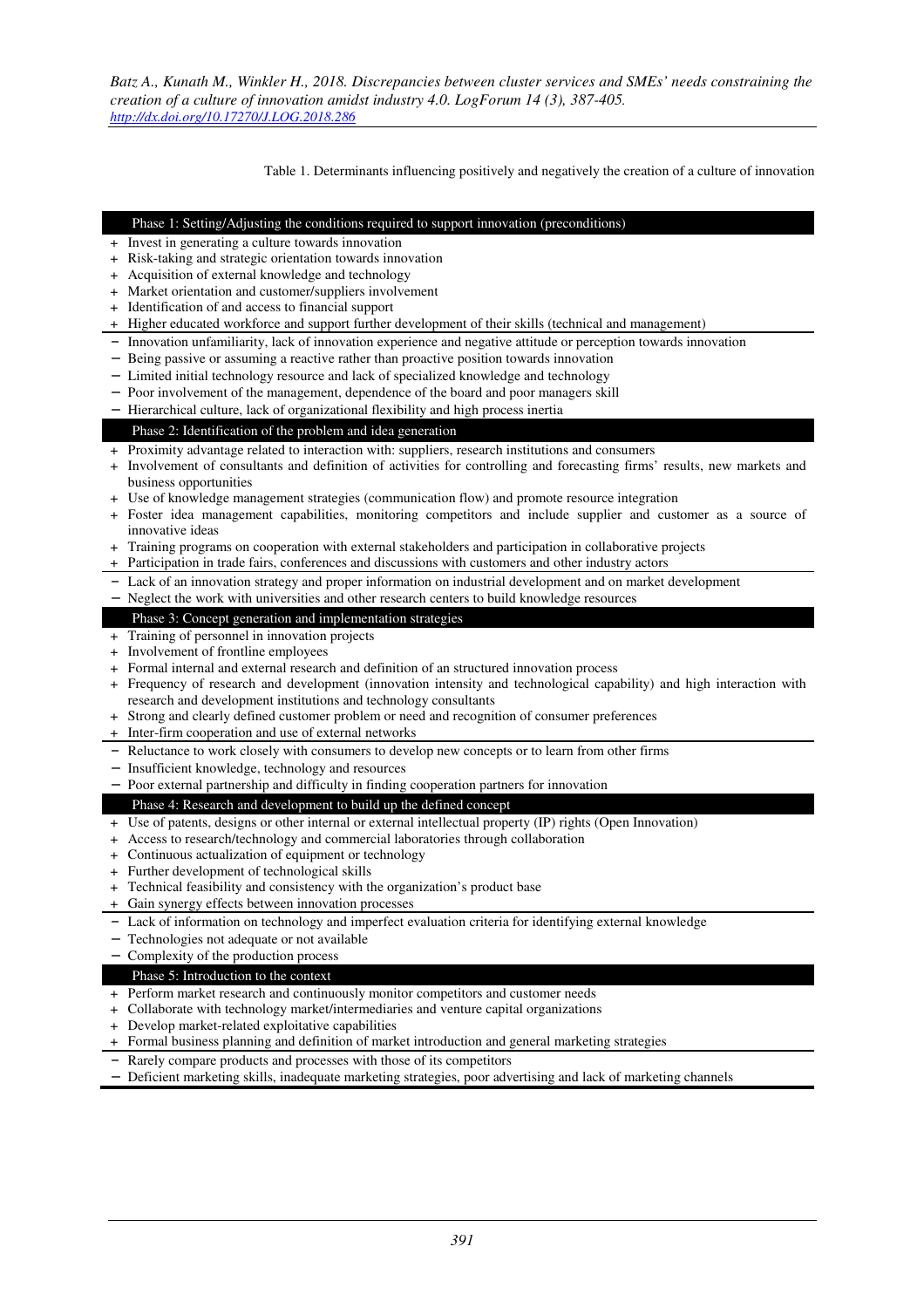Table 1. Determinants influencing positively and negatively the creation of a culture of innovation

| Phase 1: Setting/Adjusting the conditions required to support innovation (preconditions) |
| --- |
| + Invest in generating a culture towards innovation |
| + Risk-taking and strategic orientation towards innovation |
| + Acquisition of external knowledge and technology |
| + Market orientation and customer/suppliers involvement |
| + Identification of and access to financial support |
| + Higher educated workforce and support further development of their skills (technical and management) |
| − Innovation unfamiliarity, lack of innovation experience and negative attitude or perception towards innovation |
| − Being passive or assuming a reactive rather than proactive position towards innovation |
| − Limited initial technology resource and lack of specialized knowledge and technology |
| − Poor involvement of the management, dependence of the board and poor managers skill |
| − Hierarchical culture, lack of organizational flexibility and high process inertia |
| **Phase 2: Identification of the problem and idea generation** |
| + Proximity advantage related to interaction with: suppliers, research institutions and consumers |
| + Involvement of consultants and definition of activities for controlling and forecasting firms' results, new markets and business opportunities |
| + Use of knowledge management strategies (communication flow) and promote resource integration |
| + Foster idea management capabilities, monitoring competitors and include supplier and customer as a source of innovative ideas |
| + Training programs on cooperation with external stakeholders and participation in collaborative projects |
| + Participation in trade fairs, conferences and discussions with customers and other industry actors |
| − Lack of an innovation strategy and proper information on industrial development and on market development |
| − Neglect the work with universities and other research centers to build knowledge resources |
| **Phase 3: Concept generation and implementation strategies** |
| + Training of personnel in innovation projects |
| + Involvement of frontline employees |
| + Formal internal and external research and definition of an structured innovation process |
| + Frequency of research and development (innovation intensity and technological capability) and high interaction with research and development institutions and technology consultants |
| + Strong and clearly defined customer problem or need and recognition of consumer preferences |
| + Inter-firm cooperation and use of external networks |
| − Reluctance to work closely with consumers to develop new concepts or to learn from other firms |
| − Insufficient knowledge, technology and resources |
| − Poor external partnership and difficulty in finding cooperation partners for innovation |
| **Phase 4: Research and development to build up the defined concept** |
| + Use of patents, designs or other internal or external intellectual property (IP) rights (Open Innovation) |
| + Access to research/technology and commercial laboratories through collaboration |
| + Continuous actualization of equipment or technology |
| + Further development of technological skills |
| + Technical feasibility and consistency with the organization's product base |
| + Gain synergy effects between innovation processes |
| − Lack of information on technology and imperfect evaluation criteria for identifying external knowledge |
| − Technologies not adequate or not available |
| − Complexity of the production process |
| **Phase 5: Introduction to the context** |
| + Perform market research and continuously monitor competitors and customer needs |
| + Collaborate with technology market/intermediaries and venture capital organizations |
| + Develop market-related exploitative capabilities |
| + Formal business planning and definition of market introduction and general marketing strategies |
| − Rarely compare products and processes with those of its competitors |
| − Deficient marketing skills, inadequate marketing strategies, poor advertising and lack of marketing channels |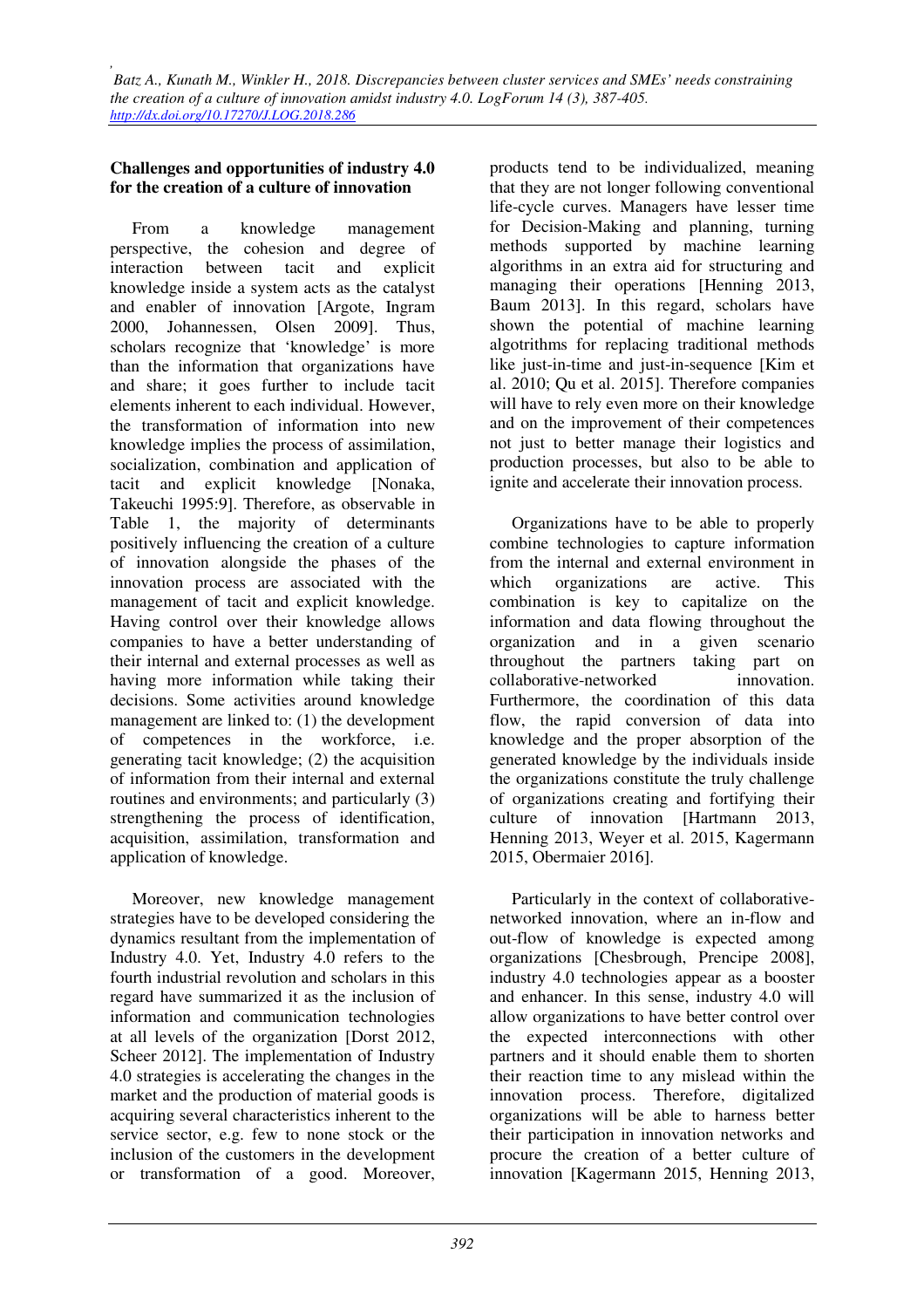## Challenges and opportunities of industry 4.0 for the creation of a culture of innovation

From a knowledge management perspective, the cohesion and degree of interaction between tacit and explicit knowledge inside a system acts as the catalyst and enabler of innovation [Argote, Ingram 2000, Johannessen, Olsen 2009]. Thus, scholars recognize that 'knowledge' is more than the information that organizations have and share; it goes further to include tacit elements inherent to each individual. However, the transformation of information into new knowledge implies the process of assimilation, socialization, combination and application of tacit and explicit knowledge [Nonaka, Takeuchi 1995:9]. Therefore, as observable in Table 1, the majority of determinants positively influencing the creation of a culture of innovation alongside the phases of the innovation process are associated with the management of tacit and explicit knowledge. Having control over their knowledge allows companies to have a better understanding of their internal and external processes as well as having more information while taking their decisions. Some activities around knowledge management are linked to: (1) the development of competences in the workforce, i.e. generating tacit knowledge; (2) the acquisition of information from their internal and external routines and environments; and particularly (3) strengthening the process of identification, acquisition, assimilation, transformation and application of knowledge.

Moreover, new knowledge management strategies have to be developed considering the dynamics resultant from the implementation of Industry 4.0. Yet, Industry 4.0 refers to the fourth industrial revolution and scholars in this regard have summarized it as the inclusion of information and communication technologies at all levels of the organization [Dorst 2012, Scheer 2012]. The implementation of Industry 4.0 strategies is accelerating the changes in the market and the production of material goods is acquiring several characteristics inherent to the service sector, e.g. few to none stock or the inclusion of the customers in the development or transformation of a good. Moreover, products tend to be individualized, meaning that they are not longer following conventional life-cycle curves. Managers have lesser time for Decision-Making and planning, turning methods supported by machine learning algorithms in an extra aid for structuring and managing their operations [Henning 2013, Baum 2013]. In this regard, scholars have shown the potential of machine learning algotrithms for replacing traditional methods like just-in-time and just-in-sequence [Kim et al. 2010; Qu et al. 2015]. Therefore companies will have to rely even more on their knowledge and on the improvement of their competences not just to better manage their logistics and production processes, but also to be able to ignite and accelerate their innovation process.

Organizations have to be able to properly combine technologies to capture information from the internal and external environment in which organizations are active. This combination is key to capitalize on the information and data flowing throughout the organization and in a given scenario throughout the partners taking part on collaborative-networked innovation. Furthermore, the coordination of this data flow, the rapid conversion of data into knowledge and the proper absorption of the generated knowledge by the individuals inside the organizations constitute the truly challenge of organizations creating and fortifying their culture of innovation [Hartmann 2013, Henning 2013, Weyer et al. 2015, Kagermann 2015, Obermaier 2016].

Particularly in the context of collaborative-networked innovation, where an in-flow and out-flow of knowledge is expected among organizations [Chesbrough, Prencipe 2008], industry 4.0 technologies appear as a booster and enhancer. In this sense, industry 4.0 will allow organizations to have better control over the expected interconnections with other partners and it should enable them to shorten their reaction time to any mislead within the innovation process. Therefore, digitalized organizations will be able to harness better their participation in innovation networks and procure the creation of a better culture of innovation [Kagermann 2015, Henning 2013,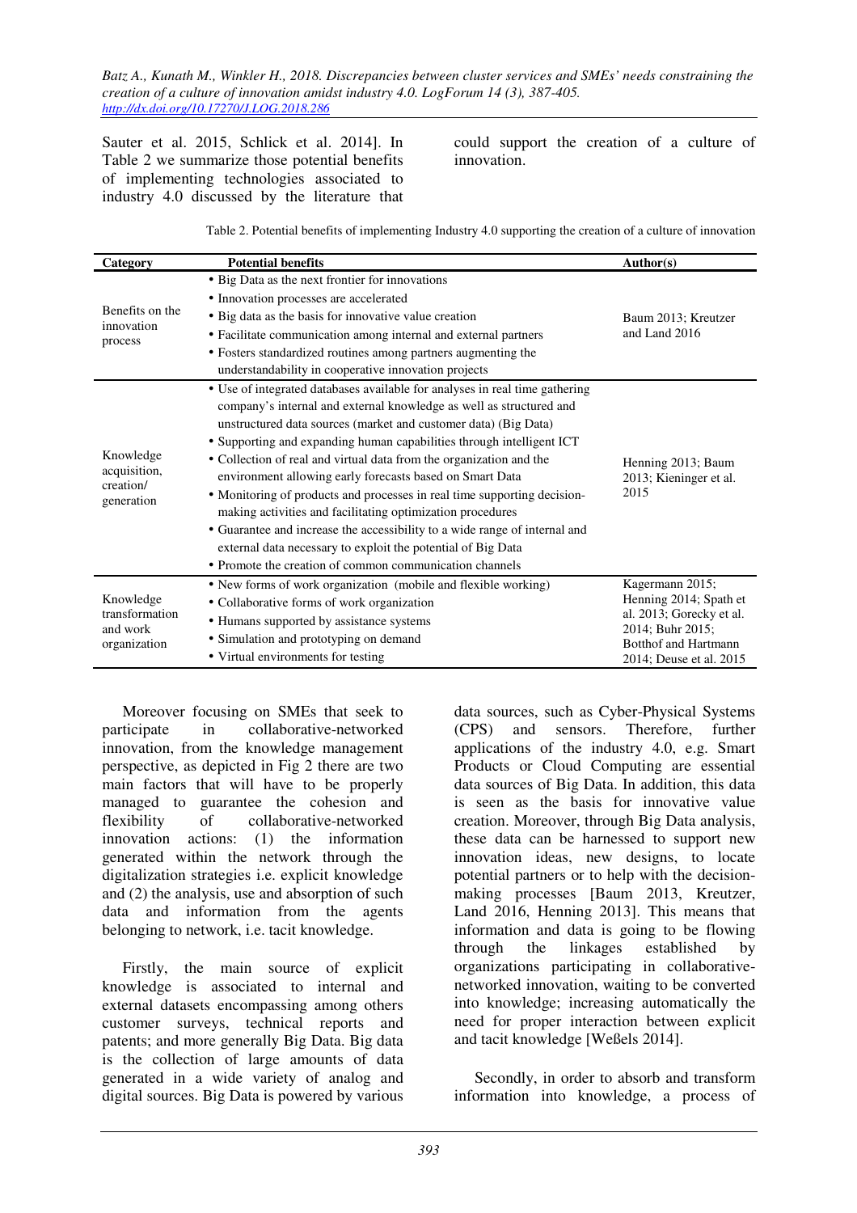Sauter et al. 2015, Schlick et al. 2014]. In Table 2 we summarize those potential benefits of implementing technologies associated to industry 4.0 discussed by the literature that could support the creation of a culture of innovation.

Table 2. Potential benefits of implementing Industry 4.0 supporting the creation of a culture of innovation

| Category | Potential benefits | Author(s) |
|---|---|---|
| Benefits on the innovation process | • Big Data as the next frontier for innovations<br>• Innovation processes are accelerated<br>• Big data as the basis for innovative value creation<br>• Facilitate communication among internal and external partners<br>• Fosters standardized routines among partners augmenting the understandability in cooperative innovation projects | Baum 2013; Kreutzer and Land 2016 |
| Knowledge acquisition, creation/ generation | • Use of integrated databases available for analyses in real time gathering company's internal and external knowledge as well as structured and unstructured data sources (market and customer data) (Big Data)<br>• Supporting and expanding human capabilities through intelligent ICT<br>• Collection of real and virtual data from the organization and the environment allowing early forecasts based on Smart Data<br>• Monitoring of products and processes in real time supporting decision-making activities and facilitating optimization procedures<br>• Guarantee and increase the accessibility to a wide range of internal and external data necessary to exploit the potential of Big Data<br>• Promote the creation of common communication channels | Henning 2013; Baum 2013; Kieninger et al. 2015 |
| Knowledge transformation and work organization | • New forms of work organization (mobile and flexible working)<br>• Collaborative forms of work organization<br>• Humans supported by assistance systems<br>• Simulation and prototyping on demand<br>• Virtual environments for testing | Kagermann 2015; Henning 2014; Spath et al. 2013; Gorecky et al. 2014; Buhr 2015; Botthof and Hartmann 2014; Deuse et al. 2015 |

Moreover focusing on SMEs that seek to participate in collaborative-networked innovation, from the knowledge management perspective, as depicted in Fig 2 there are two main factors that will have to be properly managed to guarantee the cohesion and flexibility of collaborative-networked innovation actions: (1) the information generated within the network through the digitalization strategies i.e. explicit knowledge and (2) the analysis, use and absorption of such data and information from the agents belonging to network, i.e. tacit knowledge.

Firstly, the main source of explicit knowledge is associated to internal and external datasets encompassing among others customer surveys, technical reports and patents; and more generally Big Data. Big data is the collection of large amounts of data generated in a wide variety of analog and digital sources. Big Data is powered by various data sources, such as Cyber-Physical Systems (CPS) and sensors. Therefore, further applications of the industry 4.0, e.g. Smart Products or Cloud Computing are essential data sources of Big Data. In addition, this data is seen as the basis for innovative value creation. Moreover, through Big Data analysis, these data can be harnessed to support new innovation ideas, new designs, to locate potential partners or to help with the decision-making processes [Baum 2013, Kreutzer, Land 2016, Henning 2013]. This means that information and data is going to be flowing through the linkages established by organizations participating in collaborative-networked innovation, waiting to be converted into knowledge; increasing automatically the need for proper interaction between explicit and tacit knowledge [Weßels 2014].

Secondly, in order to absorb and transform information into knowledge, a process of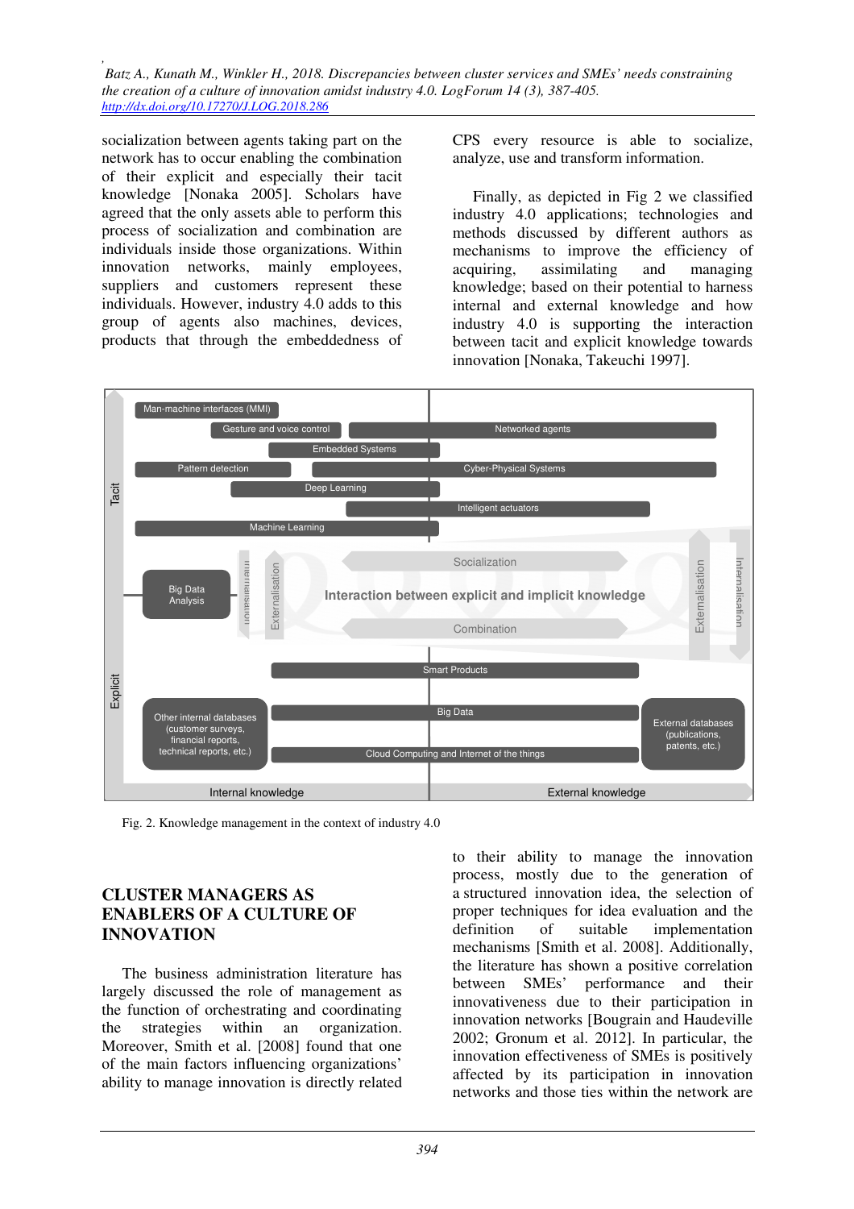socialization between agents taking part on the network has to occur enabling the combination of their explicit and especially their tacit knowledge [Nonaka 2005]. Scholars have agreed that the only assets able to perform this process of socialization and combination are individuals inside those organizations. Within innovation networks, mainly employees, suppliers and customers represent these individuals. However, industry 4.0 adds to this group of agents also machines, devices, products that through the embeddedness of CPS every resource is able to socialize, analyze, use and transform information.

Finally, as depicted in Fig 2 we classified industry 4.0 applications; technologies and methods discussed by different authors as mechanisms to improve the efficiency of acquiring, assimilating and managing knowledge; based on their potential to harness internal and external knowledge and how industry 4.0 is supporting the interaction between tacit and explicit knowledge towards innovation [Nonaka, Takeuchi 1997].

Fig. 2. Knowledge management in the context of industry 4.0

## CLUSTER MANAGERS AS ENABLERS OF A CULTURE OF INNOVATION

The business administration literature has largely discussed the role of management as the function of orchestrating and coordinating the strategies within an organization. Moreover, Smith et al. [2008] found that one of the main factors influencing organizations' ability to manage innovation is directly related to their ability to manage the innovation process, mostly due to the generation of a structured innovation idea, the selection of proper techniques for idea evaluation and the definition of suitable implementation mechanisms [Smith et al. 2008]. Additionally, the literature has shown a positive correlation between SMEs' performance and their innovativeness due to their participation in innovation networks [Bougrain and Haudeville 2002; Gronum et al. 2012]. In particular, the innovation effectiveness of SMEs is positively affected by its participation in innovation networks and those ties within the network are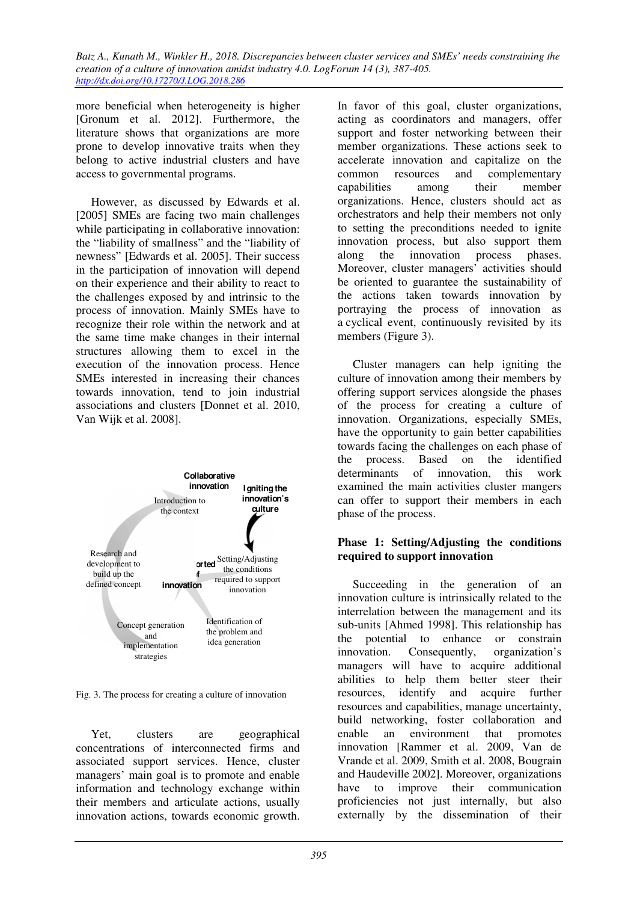more beneficial when heterogeneity is higher [Gronum et al. 2012]. Furthermore, the literature shows that organizations are more prone to develop innovative traits when they belong to active industrial clusters and have access to governmental programs.

However, as discussed by Edwards et al. [2005] SMEs are facing two main challenges while participating in collaborative innovation: the "liability of smallness" and the "liability of newness" [Edwards et al. 2005]. Their success in the participation of innovation will depend on their experience and their ability to react to the challenges exposed by and intrinsic to the process of innovation. Mainly SMEs have to recognize their role within the network and at the same time make changes in their internal structures allowing them to excel in the execution of the innovation process. Hence SMEs interested in increasing their chances towards innovation, tend to join industrial associations and clusters [Donnet et al. 2010, Van Wijk et al. 2008].

Collaborative innovation

Igniting the innovation's culture

Introduction to the context

Research and development to build up the defined concept

Supported by innovation

Setting/Adjusting the conditions required to support innovation

Concept generation and implementation strategies

Identification of the problem and idea generation

Fig. 3. The process for creating a culture of innovation

Yet, clusters are geographical concentrations of interconnected firms and associated support services. Hence, cluster managers' main goal is to promote and enable information and technology exchange within their members and articulate actions, usually innovation actions, towards economic growth. In favor of this goal, cluster organizations, acting as coordinators and managers, offer support and foster networking between their member organizations. These actions seek to accelerate innovation and capitalize on the common resources and complementary capabilities among their member organizations. Hence, clusters should act as orchestrators and help their members not only to setting the preconditions needed to ignite innovation process, but also support them along the innovation process phases. Moreover, cluster managers' activities should be oriented to guarantee the sustainability of the actions taken towards innovation by portraying the process of innovation as a cyclical event, continuously revisited by its members (Figure 3).

Cluster managers can help igniting the culture of innovation among their members by offering support services alongside the phases of the process for creating a culture of innovation. Organizations, especially SMEs, have the opportunity to gain better capabilities towards facing the challenges on each phase of the process. Based on the identified determinants of innovation, this work examined the main activities cluster mangers can offer to support their members in each phase of the process.

## Phase 1: Setting/Adjusting the conditions required to support innovation

Succeeding in the generation of an innovation culture is intrinsically related to the interrelation between the management and its sub-units [Ahmed 1998]. This relationship has the potential to enhance or constrain innovation. Consequently, organization's managers will have to acquire additional abilities to help them better steer their resources, identify and acquire further resources and capabilities, manage uncertainty, build networking, foster collaboration and enable an environment that promotes innovation [Rammer et al. 2009, Van de Vrande et al. 2009, Smith et al. 2008, Bougrain and Haudeville 2002]. Moreover, organizations have to improve their communication proficiencies not just internally, but also externally by the dissemination of their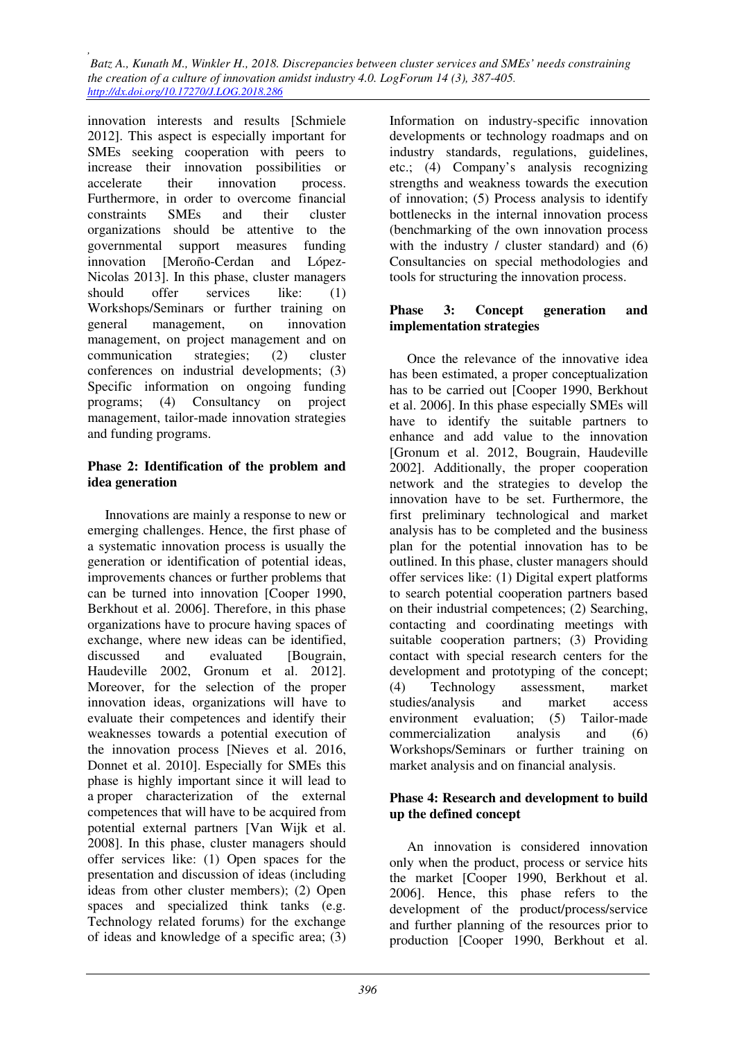innovation interests and results [Schmiele 2012]. This aspect is especially important for SMEs seeking cooperation with peers to increase their innovation possibilities or accelerate their innovation process. Furthermore, in order to overcome financial constraints SMEs and their cluster organizations should be attentive to the governmental support measures funding innovation [Meroño-Cerdan and López-Nicolas 2013]. In this phase, cluster managers should offer services like: (1) Workshops/Seminars or further training on general management, on innovation management, on project management and on communication strategies; (2) cluster conferences on industrial developments; (3) Specific information on ongoing funding programs; (4) Consultancy on project management, tailor-made innovation strategies and funding programs.

**Phase 2: Identification of the problem and idea generation**

Innovations are mainly a response to new or emerging challenges. Hence, the first phase of a systematic innovation process is usually the generation or identification of potential ideas, improvements chances or further problems that can be turned into innovation [Cooper 1990, Berkhout et al. 2006]. Therefore, in this phase organizations have to procure having spaces of exchange, where new ideas can be identified, discussed and evaluated [Bougrain, Haudeville 2002, Gronum et al. 2012]. Moreover, for the selection of the proper innovation ideas, organizations will have to evaluate their competences and identify their weaknesses towards a potential execution of the innovation process [Nieves et al. 2016, Donnet et al. 2010]. Especially for SMEs this phase is highly important since it will lead to a proper characterization of the external competences that will have to be acquired from potential external partners [Van Wijk et al. 2008]. In this phase, cluster managers should offer services like: (1) Open spaces for the presentation and discussion of ideas (including ideas from other cluster members); (2) Open spaces and specialized think tanks (e.g. Technology related forums) for the exchange of ideas and knowledge of a specific area; (3) Information on industry-specific innovation developments or technology roadmaps and on industry standards, regulations, guidelines, etc.; (4) Company's analysis recognizing strengths and weakness towards the execution of innovation; (5) Process analysis to identify bottlenecks in the internal innovation process (benchmarking of the own innovation process with the industry / cluster standard) and (6) Consultancies on special methodologies and tools for structuring the innovation process.

**Phase 3: Concept generation and implementation strategies**

Once the relevance of the innovative idea has been estimated, a proper conceptualization has to be carried out [Cooper 1990, Berkhout et al. 2006]. In this phase especially SMEs will have to identify the suitable partners to enhance and add value to the innovation [Gronum et al. 2012, Bougrain, Haudeville 2002]. Additionally, the proper cooperation network and the strategies to develop the innovation have to be set. Furthermore, the first preliminary technological and market analysis has to be completed and the business plan for the potential innovation has to be outlined. In this phase, cluster managers should offer services like: (1) Digital expert platforms to search potential cooperation partners based on their industrial competences; (2) Searching, contacting and coordinating meetings with suitable cooperation partners; (3) Providing contact with special research centers for the development and prototyping of the concept; (4) Technology assessment, market studies/analysis and market access environment evaluation; (5) Tailor-made commercialization analysis and (6) Workshops/Seminars or further training on market analysis and on financial analysis.

**Phase 4: Research and development to build up the defined concept**

An innovation is considered innovation only when the product, process or service hits the market [Cooper 1990, Berkhout et al. 2006]. Hence, this phase refers to the development of the product/process/service and further planning of the resources prior to production [Cooper 1990, Berkhout et al.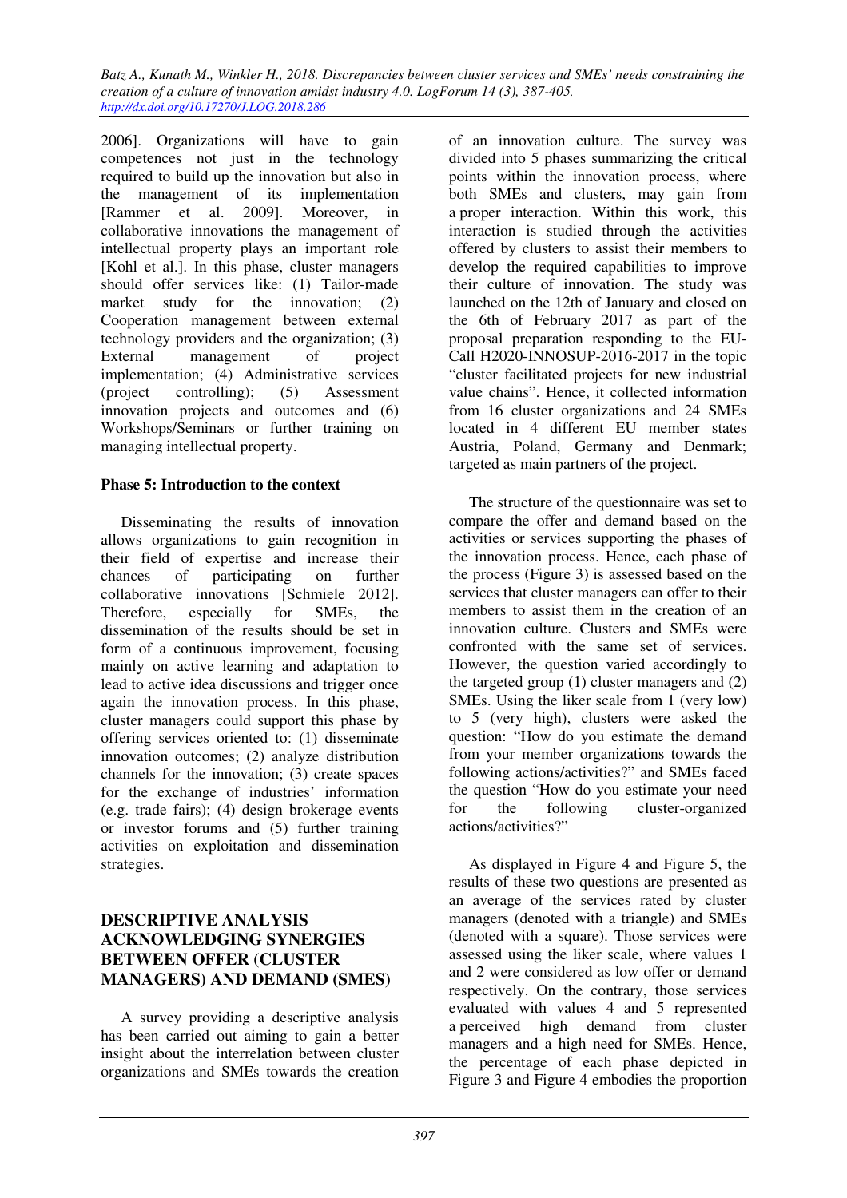2006]. Organizations will have to gain competences not just in the technology required to build up the innovation but also in the management of its implementation [Rammer et al. 2009]. Moreover, in collaborative innovations the management of intellectual property plays an important role [Kohl et al.]. In this phase, cluster managers should offer services like: (1) Tailor-made market study for the innovation; (2) Cooperation management between external technology providers and the organization; (3) External management of project implementation; (4) Administrative services (project controlling); (5) Assessment innovation projects and outcomes and (6) Workshops/Seminars or further training on managing intellectual property.

**Phase 5: Introduction to the context**

Disseminating the results of innovation allows organizations to gain recognition in their field of expertise and increase their chances of participating on further collaborative innovations [Schmiele 2012]. Therefore, especially for SMEs, the dissemination of the results should be set in form of a continuous improvement, focusing mainly on active learning and adaptation to lead to active idea discussions and trigger once again the innovation process. In this phase, cluster managers could support this phase by offering services oriented to: (1) disseminate innovation outcomes; (2) analyze distribution channels for the innovation; (3) create spaces for the exchange of industries' information (e.g. trade fairs); (4) design brokerage events or investor forums and (5) further training activities on exploitation and dissemination strategies.

## DESCRIPTIVE ANALYSIS ACKNOWLEDGING SYNERGIES BETWEEN OFFER (CLUSTER MANAGERS) AND DEMAND (SMES)

A survey providing a descriptive analysis has been carried out aiming to gain a better insight about the interrelation between cluster organizations and SMEs towards the creation of an innovation culture. The survey was divided into 5 phases summarizing the critical points within the innovation process, where both SMEs and clusters, may gain from a proper interaction. Within this work, this interaction is studied through the activities offered by clusters to assist their members to develop the required capabilities to improve their culture of innovation. The study was launched on the 12th of January and closed on the 6th of February 2017 as part of the proposal preparation responding to the EU-Call H2020-INNOSUP-2016-2017 in the topic "cluster facilitated projects for new industrial value chains". Hence, it collected information from 16 cluster organizations and 24 SMEs located in 4 different EU member states Austria, Poland, Germany and Denmark; targeted as main partners of the project.

The structure of the questionnaire was set to compare the offer and demand based on the activities or services supporting the phases of the innovation process. Hence, each phase of the process (Figure 3) is assessed based on the services that cluster managers can offer to their members to assist them in the creation of an innovation culture. Clusters and SMEs were confronted with the same set of services. However, the question varied accordingly to the targeted group (1) cluster managers and (2) SMEs. Using the liker scale from 1 (very low) to 5 (very high), clusters were asked the question: "How do you estimate the demand from your member organizations towards the following actions/activities?" and SMEs faced the question "How do you estimate your need for the following cluster-organized actions/activities?"

As displayed in Figure 4 and Figure 5, the results of these two questions are presented as an average of the services rated by cluster managers (denoted with a triangle) and SMEs (denoted with a square). Those services were assessed using the liker scale, where values 1 and 2 were considered as low offer or demand respectively. On the contrary, those services evaluated with values 4 and 5 represented a perceived high demand from cluster managers and a high need for SMEs. Hence, the percentage of each phase depicted in Figure 3 and Figure 4 embodies the proportion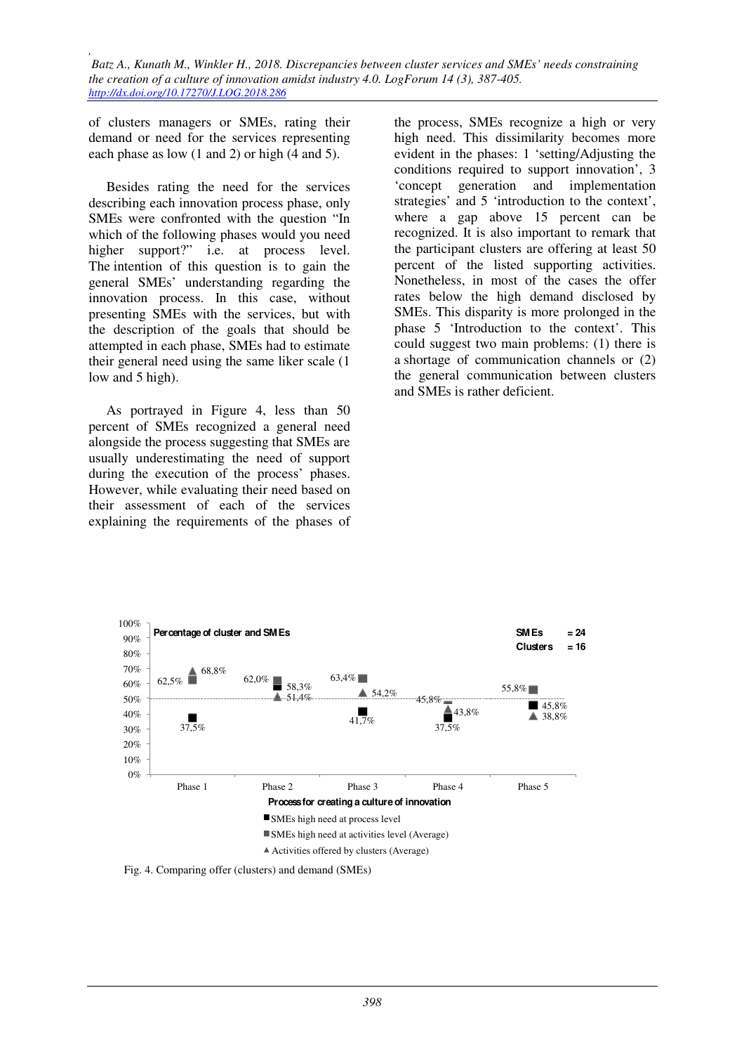of clusters managers or SMEs, rating their demand or need for the services representing each phase as low (1 and 2) or high (4 and 5).

Besides rating the need for the services describing each innovation process phase, only SMEs were confronted with the question "In which of the following phases would you need higher support?" i.e. at process level. The intention of this question is to gain the general SMEs' understanding regarding the innovation process. In this case, without presenting SMEs with the services, but with the description of the goals that should be attempted in each phase, SMEs had to estimate their general need using the same liker scale (1 low and 5 high).

As portrayed in Figure 4, less than 50 percent of SMEs recognized a general need alongside the process suggesting that SMEs are usually underestimating the need of support during the execution of the process' phases. However, while evaluating their need based on their assessment of each of the services explaining the requirements of the phases of the process, SMEs recognize a high or very high need. This dissimilarity becomes more evident in the phases: 1 'setting/Adjusting the conditions required to support innovation', 3 'concept generation and implementation strategies' and 5 'introduction to the context', where a gap above 15 percent can be recognized. It is also important to remark that the participant clusters are offering at least 50 percent of the listed supporting activities. Nonetheless, in most of the cases the offer rates below the high demand disclosed by SMEs. This disparity is more prolonged in the phase 5 'Introduction to the context'. This could suggest two main problems: (1) there is a shortage of communication channels or (2) the general communication between clusters and SMEs is rather deficient.

Percentage of cluster and SMEs (SMEs = 24, Clusters = 16)

| Process for creating a culture of innovation | Phase 1 | Phase 2 | Phase 3 | Phase 4 | Phase 5 |
|---|---|---|---|---|---|
| SMEs high need at process level | 37,5% | 58,3% | 41,7% | 37,5% | 45,8% |
| SMEs high need at activities level (Average) | 62,5% | 62,0% | 63,4% | 45,8% | 55,8% |
| Activities offered by clusters (Average) | 68,8% | 51,4% | 54,2% | 43,8% | 38,8% |

Fig. 4. Comparing offer (clusters) and demand (SMEs)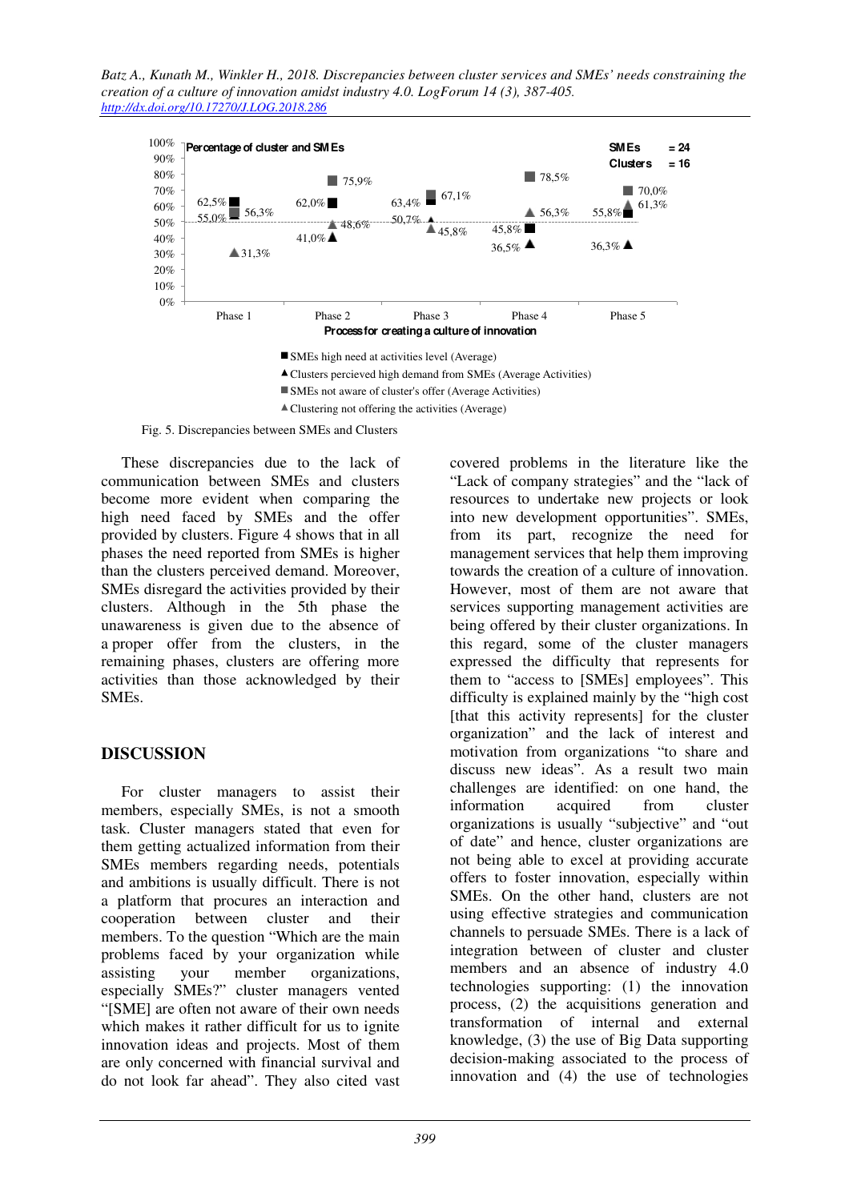Fig. 5. Discrepancies between SMEs and Clusters

These discrepancies due to the lack of communication between SMEs and clusters become more evident when comparing the high need faced by SMEs and the offer provided by clusters. Figure 4 shows that in all phases the need reported from SMEs is higher than the clusters perceived demand. Moreover, SMEs disregard the activities provided by their clusters. Although in the 5th phase the unawareness is given due to the absence of a proper offer from the clusters, in the remaining phases, clusters are offering more activities than those acknowledged by their SMEs.

## DISCUSSION

For cluster managers to assist their members, especially SMEs, is not a smooth task. Cluster managers stated that even for them getting actualized information from their SMEs members regarding needs, potentials and ambitions is usually difficult. There is not a platform that procures an interaction and cooperation between cluster and their members. To the question "Which are the main problems faced by your organization while assisting your member organizations, especially SMEs?" cluster managers vented "[SME] are often not aware of their own needs which makes it rather difficult for us to ignite innovation ideas and projects. Most of them are only concerned with financial survival and do not look far ahead". They also cited vast covered problems in the literature like the "Lack of company strategies" and the "lack of resources to undertake new projects or look into new development opportunities". SMEs, from its part, recognize the need for management services that help them improving towards the creation of a culture of innovation. However, most of them are not aware that services supporting management activities are being offered by their cluster organizations. In this regard, some of the cluster managers expressed the difficulty that represents for them to "access to [SMEs] employees". This difficulty is explained mainly by the "high cost [that this activity represents] for the cluster organization" and the lack of interest and motivation from organizations "to share and discuss new ideas". As a result two main challenges are identified: on one hand, the information acquired from cluster organizations is usually "subjective" and "out of date" and hence, cluster organizations are not being able to excel at providing accurate offers to foster innovation, especially within SMEs. On the other hand, clusters are not using effective strategies and communication channels to persuade SMEs. There is a lack of integration between of cluster and cluster members and an absence of industry 4.0 technologies supporting: (1) the innovation process, (2) the acquisitions generation and transformation of internal and external knowledge, (3) the use of Big Data supporting decision-making associated to the process of innovation and (4) the use of technologies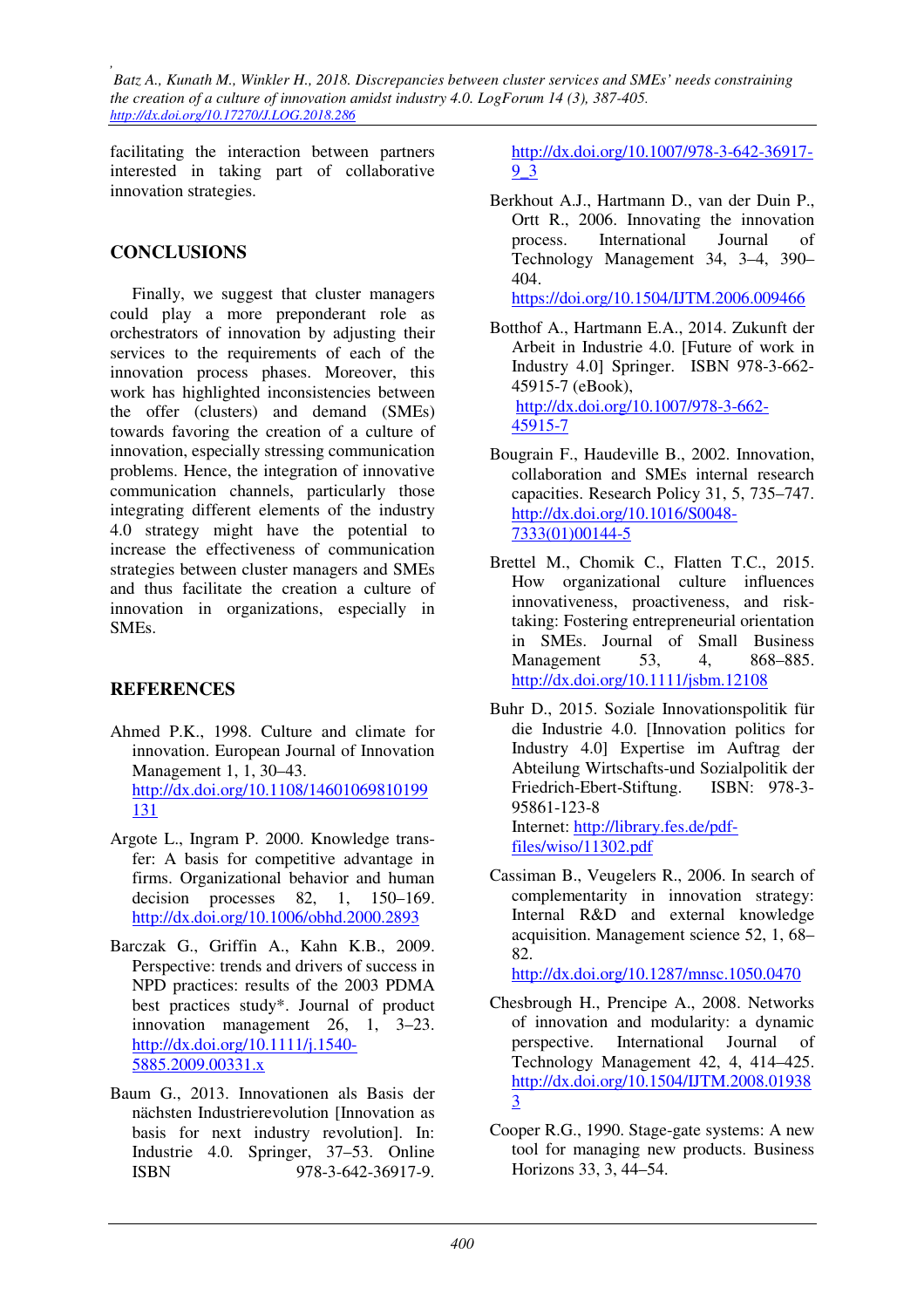facilitating the interaction between partners interested in taking part of collaborative innovation strategies.

## CONCLUSIONS

Finally, we suggest that cluster managers could play a more preponderant role as orchestrators of innovation by adjusting their services to the requirements of each of the innovation process phases. Moreover, this work has highlighted inconsistencies between the offer (clusters) and demand (SMEs) towards favoring the creation of a culture of innovation, especially stressing communication problems. Hence, the integration of innovative communication channels, particularly those integrating different elements of the industry 4.0 strategy might have the potential to increase the effectiveness of communication strategies between cluster managers and SMEs and thus facilitate the creation a culture of innovation in organizations, especially in SMEs.

## REFERENCES

Ahmed P.K., 1998. Culture and climate for innovation. European Journal of Innovation Management 1, 1, 30–43. http://dx.doi.org/10.1108/14601069810199131

Argote L., Ingram P. 2000. Knowledge transfer: A basis for competitive advantage in firms. Organizational behavior and human decision processes 82, 1, 150–169. http://dx.doi.org/10.1006/obhd.2000.2893

Barczak G., Griffin A., Kahn K.B., 2009. Perspective: trends and drivers of success in NPD practices: results of the 2003 PDMA best practices study*. Journal of product innovation management 26, 1, 3–23. http://dx.doi.org/10.1111/j.1540-5885.2009.00331.x

Baum G., 2013. Innovationen als Basis der nächsten Industrierevolution [Innovation as basis for next industry revolution]. In: Industrie 4.0. Springer, 37–53. Online ISBN 978-3-642-36917-9. http://dx.doi.org/10.1007/978-3-642-36917-9_3

Berkhout A.J., Hartmann D., van der Duin P., Ortt R., 2006. Innovating the innovation process. International Journal of Technology Management 34, 3–4, 390–404. https://doi.org/10.1504/IJTM.2006.009466

Botthof A., Hartmann E.A., 2014. Zukunft der Arbeit in Industrie 4.0. [Future of work in Industry 4.0] Springer. ISBN 978-3-662-45915-7 (eBook), http://dx.doi.org/10.1007/978-3-662-45915-7

Bougrain F., Haudeville B., 2002. Innovation, collaboration and SMEs internal research capacities. Research Policy 31, 5, 735–747. http://dx.doi.org/10.1016/S0048-7333(01)00144-5

Brettel M., Chomik C., Flatten T.C., 2015. How organizational culture influences innovativeness, proactiveness, and risk-taking: Fostering entrepreneurial orientation in SMEs. Journal of Small Business Management 53, 4, 868–885. http://dx.doi.org/10.1111/jsbm.12108

Buhr D., 2015. Soziale Innovationspolitik für die Industrie 4.0. [Innovation politics for Industry 4.0] Expertise im Auftrag der Abteilung Wirtschafts-und Sozialpolitik der Friedrich-Ebert-Stiftung. ISBN: 978-3-95861-123-8
Internet: http://library.fes.de/pdf-files/wiso/11302.pdf

Cassiman B., Veugelers R., 2006. In search of complementarity in innovation strategy: Internal R&D and external knowledge acquisition. Management science 52, 1, 68–82. http://dx.doi.org/10.1287/mnsc.1050.0470

Chesbrough H., Prencipe A., 2008. Networks of innovation and modularity: a dynamic perspective. International Journal of Technology Management 42, 4, 414–425. http://dx.doi.org/10.1504/IJTM.2008.019383

Cooper R.G., 1990. Stage-gate systems: A new tool for managing new products. Business Horizons 33, 3, 44–54.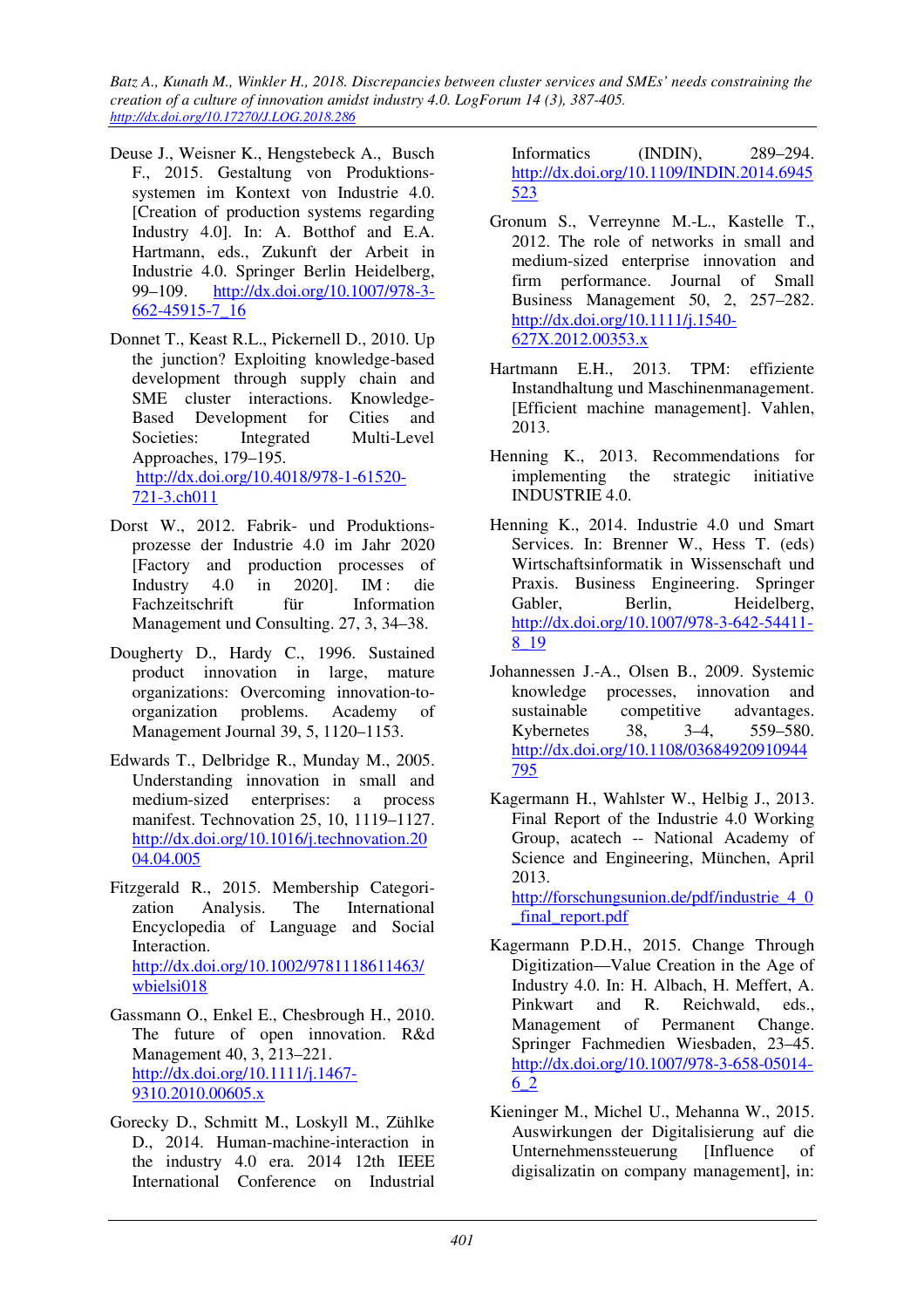Deuse J., Weisner K., Hengstebeck A., Busch F., 2015. Gestaltung von Produktionssystemen im Kontext von Industrie 4.0. [Creation of production systems regarding Industry 4.0]. In: A. Botthof and E.A. Hartmann, eds., Zukunft der Arbeit in Industrie 4.0. Springer Berlin Heidelberg, 99–109. http://dx.doi.org/10.1007/978-3-662-45915-7_16

Donnet T., Keast R.L., Pickernell D., 2010. Up the junction? Exploiting knowledge-based development through supply chain and SME cluster interactions. Knowledge-Based Development for Cities and Societies: Integrated Multi-Level Approaches, 179–195. http://dx.doi.org/10.4018/978-1-61520-721-3.ch011

Dorst W., 2012. Fabrik- und Produktionsprozesse der Industrie 4.0 im Jahr 2020 [Factory and production processes of Industry 4.0 in 2020]. IM : die Fachzeitschrift für Information Management und Consulting. 27, 3, 34–38.

Dougherty D., Hardy C., 1996. Sustained product innovation in large, mature organizations: Overcoming innovation-to-organization problems. Academy of Management Journal 39, 5, 1120–1153.

Edwards T., Delbridge R., Munday M., 2005. Understanding innovation in small and medium-sized enterprises: a process manifest. Technovation 25, 10, 1119–1127. http://dx.doi.org/10.1016/j.technovation.2004.04.005

Fitzgerald R., 2015. Membership Categorization Analysis. The International Encyclopedia of Language and Social Interaction. http://dx.doi.org/10.1002/9781118611463/wbielsi018

Gassmann O., Enkel E., Chesbrough H., 2010. The future of open innovation. R&d Management 40, 3, 213–221. http://dx.doi.org/10.1111/j.1467-9310.2010.00605.x

Gorecky D., Schmitt M., Loskyll M., Zühlke D., 2014. Human-machine-interaction in the industry 4.0 era. 2014 12th IEEE International Conference on Industrial Informatics (INDIN), 289–294. http://dx.doi.org/10.1109/INDIN.2014.6945523

Gronum S., Verreynne M.-L., Kastelle T., 2012. The role of networks in small and medium-sized enterprise innovation and firm performance. Journal of Small Business Management 50, 2, 257–282. http://dx.doi.org/10.1111/j.1540-627X.2012.00353.x

Hartmann E.H., 2013. TPM: effiziente Instandhaltung und Maschinenmanagement. [Efficient machine management]. Vahlen, 2013.

Henning K., 2013. Recommendations for implementing the strategic initiative INDUSTRIE 4.0.

Henning K., 2014. Industrie 4.0 und Smart Services. In: Brenner W., Hess T. (eds) Wirtschaftsinformatik in Wissenschaft und Praxis. Business Engineering. Springer Gabler, Berlin, Heidelberg, http://dx.doi.org/10.1007/978-3-642-54411-8_19

Johannessen J.-A., Olsen B., 2009. Systemic knowledge processes, innovation and sustainable competitive advantages. Kybernetes 38, 3–4, 559–580. http://dx.doi.org/10.1108/03684920910944795

Kagermann H., Wahlster W., Helbig J., 2013. Final Report of the Industrie 4.0 Working Group, acatech -- National Academy of Science and Engineering, München, April 2013. http://forschungsunion.de/pdf/industrie_4_0_final_report.pdf

Kagermann P.D.H., 2015. Change Through Digitization—Value Creation in the Age of Industry 4.0. In: H. Albach, H. Meffert, A. Pinkwart and R. Reichwald, eds., Management of Permanent Change. Springer Fachmedien Wiesbaden, 23–45. http://dx.doi.org/10.1007/978-3-658-05014-6_2

Kieninger M., Michel U., Mehanna W., 2015. Auswirkungen der Digitalisierung auf die Unternehmenssteuerung [Influence of digisalizatin on company management], in: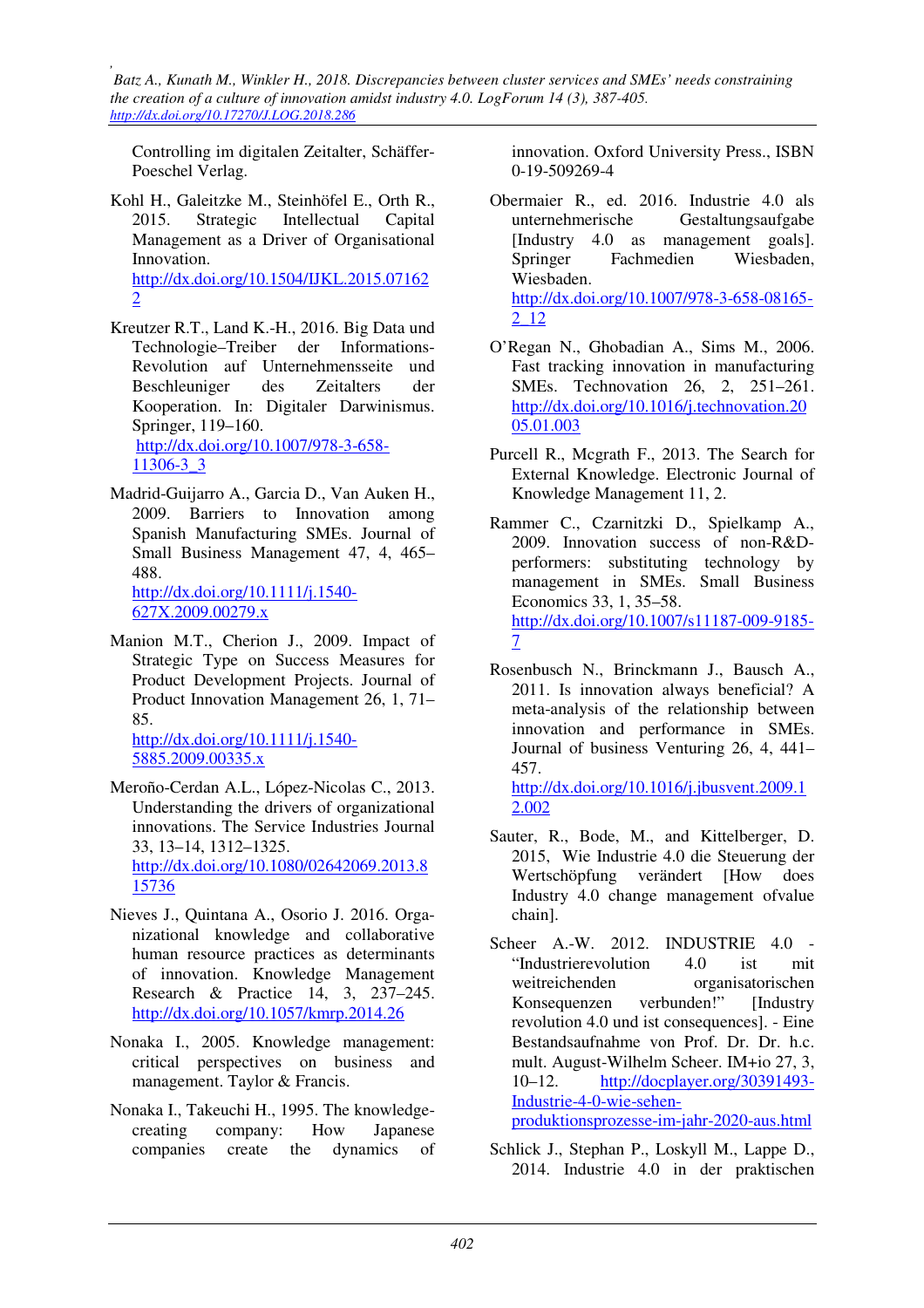Controlling im digitalen Zeitalter, Schäffer-Poeschel Verlag.

Kohl H., Galeitzke M., Steinhöfel E., Orth R., 2015. Strategic Intellectual Capital Management as a Driver of Organisational Innovation. http://dx.doi.org/10.1504/IJKL.2015.071622

Kreutzer R.T., Land K.-H., 2016. Big Data und Technologie–Treiber der Informations-Revolution auf Unternehmensseite und Beschleuniger des Zeitalters der Kooperation. In: Digitaler Darwinismus. Springer, 119–160. http://dx.doi.org/10.1007/978-3-658-11306-3_3

Madrid-Guijarro A., Garcia D., Van Auken H., 2009. Barriers to Innovation among Spanish Manufacturing SMEs. Journal of Small Business Management 47, 4, 465–488. http://dx.doi.org/10.1111/j.1540-627X.2009.00279.x

Manion M.T., Cherion J., 2009. Impact of Strategic Type on Success Measures for Product Development Projects. Journal of Product Innovation Management 26, 1, 71–85. http://dx.doi.org/10.1111/j.1540-5885.2009.00335.x

Meroño-Cerdan A.L., López-Nicolas C., 2013. Understanding the drivers of organizational innovations. The Service Industries Journal 33, 13–14, 1312–1325. http://dx.doi.org/10.1080/02642069.2013.815736

Nieves J., Quintana A., Osorio J. 2016. Organizational knowledge and collaborative human resource practices as determinants of innovation. Knowledge Management Research & Practice 14, 3, 237–245. http://dx.doi.org/10.1057/kmrp.2014.26

Nonaka I., 2005. Knowledge management: critical perspectives on business and management. Taylor & Francis.

Nonaka I., Takeuchi H., 1995. The knowledge-creating company: How Japanese companies create the dynamics of innovation. Oxford University Press., ISBN 0-19-509269-4

Obermaier R., ed. 2016. Industrie 4.0 als unternehmerische Gestaltungsaufgabe [Industry 4.0 as management goals]. Springer Fachmedien Wiesbaden, Wiesbaden. http://dx.doi.org/10.1007/978-3-658-08165-2_12

O'Regan N., Ghobadian A., Sims M., 2006. Fast tracking innovation in manufacturing SMEs. Technovation 26, 2, 251–261. http://dx.doi.org/10.1016/j.technovation.2005.01.003

Purcell R., Mcgrath F., 2013. The Search for External Knowledge. Electronic Journal of Knowledge Management 11, 2.

Rammer C., Czarnitzki D., Spielkamp A., 2009. Innovation success of non-R&D-performers: substituting technology by management in SMEs. Small Business Economics 33, 1, 35–58. http://dx.doi.org/10.1007/s11187-009-9185-7

Rosenbusch N., Brinckmann J., Bausch A., 2011. Is innovation always beneficial? A meta-analysis of the relationship between innovation and performance in SMEs. Journal of business Venturing 26, 4, 441–457. http://dx.doi.org/10.1016/j.jbusvent.2009.12.002

Sauter, R., Bode, M., and Kittelberger, D. 2015, Wie Industrie 4.0 die Steuerung der Wertschöpfung verändert [How does Industry 4.0 change management ofvalue chain].

Scheer A.-W. 2012. INDUSTRIE 4.0 - "Industrierevolution 4.0 ist mit weitreichenden organisatorischen Konsequenzen verbunden!" [Industry revolution 4.0 und ist consequences]. - Eine Bestandsaufnahme von Prof. Dr. Dr. h.c. mult. August-Wilhelm Scheer. IM+io 27, 3, 10–12. http://docplayer.org/30391493-Industrie-4-0-wie-sehen-produktionsprozesse-im-jahr-2020-aus.html

Schlick J., Stephan P., Loskyll M., Lappe D., 2014. Industrie 4.0 in der praktischen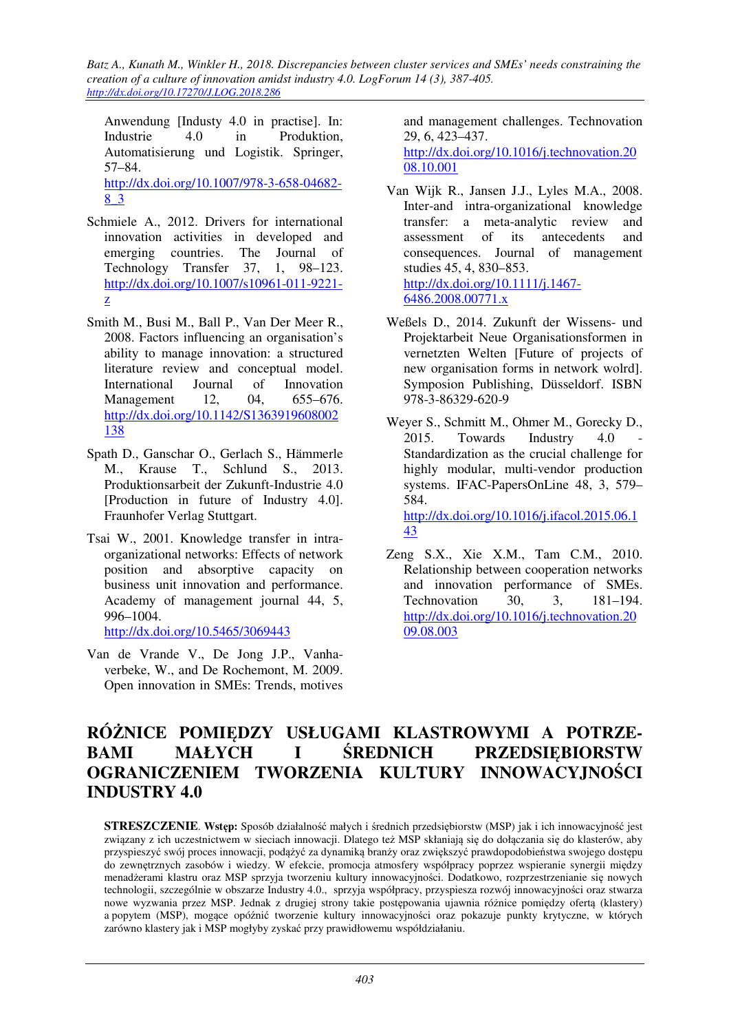Anwendung [Industy 4.0 in practise]. In: Industrie 4.0 in Produktion, Automatisierung und Logistik. Springer, 57–84. http://dx.doi.org/10.1007/978-3-658-04682-8_3

Schmiele A., 2012. Drivers for international innovation activities in developed and emerging countries. The Journal of Technology Transfer 37, 1, 98–123. http://dx.doi.org/10.1007/s10961-011-9221-z

Smith M., Busi M., Ball P., Van Der Meer R., 2008. Factors influencing an organisation's ability to manage innovation: a structured literature review and conceptual model. International Journal of Innovation Management 12, 04, 655–676. http://dx.doi.org/10.1142/S1363919608002138

Spath D., Ganschar O., Gerlach S., Hämmerle M., Krause T., Schlund S., 2013. Produktionsarbeit der Zukunft-Industrie 4.0 [Production in future of Industry 4.0]. Fraunhofer Verlag Stuttgart.

Tsai W., 2001. Knowledge transfer in intra-organizational networks: Effects of network position and absorptive capacity on business unit innovation and performance. Academy of management journal 44, 5, 996–1004. http://dx.doi.org/10.5465/3069443

Van de Vrande V., De Jong J.P., Vanhaverbeke, W., and De Rochemont, M. 2009. Open innovation in SMEs: Trends, motives and management challenges. Technovation 29, 6, 423–437. http://dx.doi.org/10.1016/j.technovation.2008.10.001

Van Wijk R., Jansen J.J., Lyles M.A., 2008. Inter-and intra-organizational knowledge transfer: a meta-analytic review and assessment of its antecedents and consequences. Journal of management studies 45, 4, 830–853. http://dx.doi.org/10.1111/j.1467-6486.2008.00771.x

Weßels D., 2014. Zukunft der Wissens- und Projektarbeit Neue Organisationsformen in vernetzten Welten [Future of projects of new organisation forms in network wolrd]. Symposion Publishing, Düsseldorf. ISBN 978-3-86329-620-9

Weyer S., Schmitt M., Ohmer M., Gorecky D., 2015. Towards Industry 4.0 - Standardization as the crucial challenge for highly modular, multi-vendor production systems. IFAC-PapersOnLine 48, 3, 579–584. http://dx.doi.org/10.1016/j.ifacol.2015.06.143

Zeng S.X., Xie X.M., Tam C.M., 2010. Relationship between cooperation networks and innovation performance of SMEs. Technovation 30, 3, 181–194. http://dx.doi.org/10.1016/j.technovation.2009.08.003

# RÓŻNICE POMIĘDZY USŁUGAMI KLASTROWYMI A POTRZEBAMI MAŁYCH I ŚREDNICH PRZEDSIĘBIORSTW OGRANICZENIEM TWORZENIA KULTURY INNOWACYJNOŚCI INDUSTRY 4.0

**STRESZCZENIE**. **Wstęp:** Sposób działalność małych i średnich przedsiębiorstw (MSP) jak i ich innowacyjność jest związany z ich uczestnictwem w sieciach innowacji. Dlatego też MSP skłaniają się do dołączania się do klasterów, aby przyspieszyć swój proces innowacji, podążyć za dynamiką branży oraz zwiększyć prawdopodobieństwa swojego dostępu do zewnętrznych zasobów i wiedzy. W efekcie, promocja atmosfery współpracy poprzez wspieranie synergii między menadżerami klastru oraz MSP sprzyja tworzeniu kultury innowacyjności. Dodatkowo, rozprzestrzenianie się nowych technologii, szczególnie w obszarze Industry 4.0., sprzyja współpracy, przyspiesza rozwój innowacyjności oraz stwarza nowe wyzwania przez MSP. Jednak z drugiej strony takie postępowania ujawnia różnice pomiędzy ofertą (klastery) a popytem (MSP), mogące opóźnić tworzenie kultury innowacyjności oraz pokazuje punkty krytyczne, w których zarówno klastery jak i MSP mogłyby zyskać przy prawidłowemu współdziałaniu.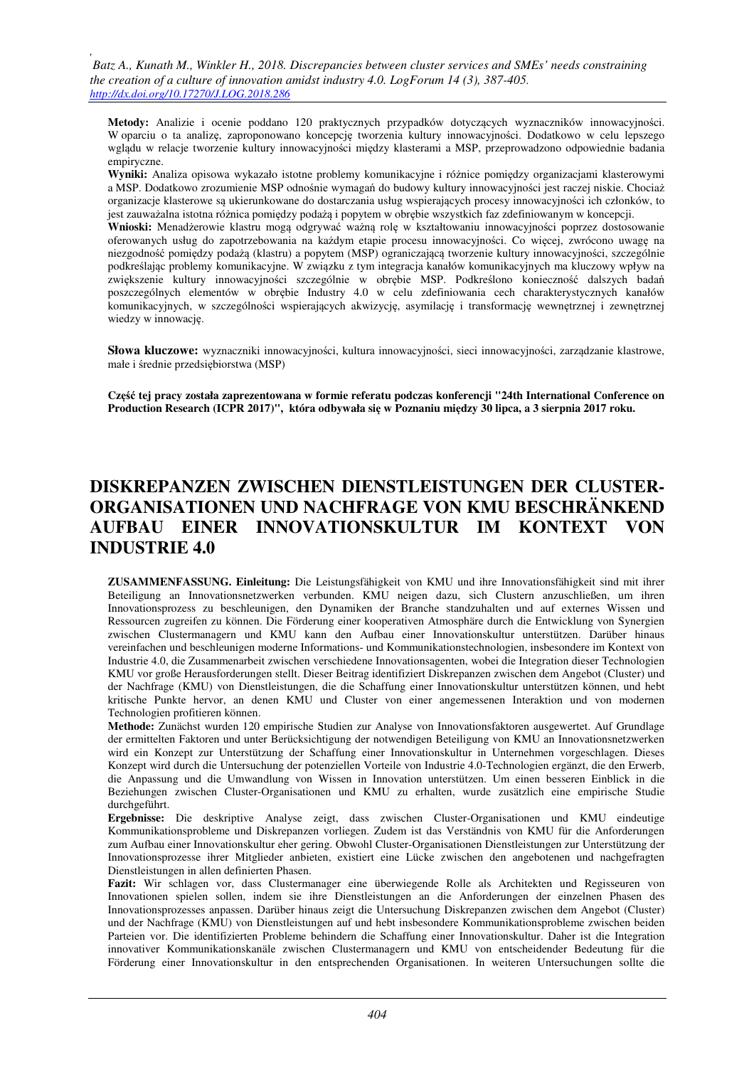**Metody:** Analizie i ocenie poddano 120 praktycznych przypadków dotyczących wyznaczników innowacyjności. W oparciu o ta analizę, zaproponowano koncepcję tworzenia kultury innowacyjności. Dodatkowo w celu lepszego wglądu w relacje tworzenie kultury innowacyjności między klasterami a MSP, przeprowadzono odpowiednie badania empiryczne.

**Wyniki:** Analiza descriptive wykazało istotne problemy komunikacyjne i różnice pomiędzy organizacjami klasterowymi a MSP. Dodatkowo zrozumienie MSP odnośnie wymagań do budowy kultury innowacyjności jest raczej niskie. Chociaż organizacje klasterowe są ukierunkowane do dostarczania usług wspierających procesy innowacyjności ich członków, to jest zauważalna istotna różnica pomiędzy podażą i popytem w obrębie wszystkich faz zdefiniowanym w koncepcji.

**Wnioski:** Menadżerowie klastru mogą odgrywać ważną rolę w kształtowaniu innowacyjności poprzez dostosowanie oferowanych usług do zapotrzebowania na każdym etapie procesu innowacyjności. Co więcej, zwrócono uwagę na niezgodność pomiędzy podażą (klastru) a popytem (MSP) ograniczającą tworzenie kultury innowacyjności, szczególnie podkreślając problemy komunikacyjne. W związku z tym integracja kanałów komunikacyjnych ma kluczowy wpływ na zwiększenie kultury innowacyjności szczególnie w obrębie MSP. Podkreślono konieczność dalszych badań poszczególnych elementów w obrębie Industry 4.0 w celu zdefiniowania cech charakterystycznych kanałów komunikacyjnych, w szczególności wspierających akwizycję, asymilację i transformację wewnętrznej i zewnętrznej wiedzy w innowację.

**Słowa kluczowe:** wyznaczniki innowacyjności, kultura innowacyjności, sieci innowacyjności, zarządzanie klastrowe, małe i średnie przedsiębiorstwa (MSP)

**Część tej pracy została zaprezentowana w formie referatu podczas konferencji "24th International Conference on Production Research (ICPR 2017)", która odbywała się w Poznaniu między 30 lipca, a 3 sierpnia 2017 roku.**

# DISKREPANZEN ZWISCHEN DIENSTLEISTUNGEN DER CLUSTER-ORGANISATIONEN UND NACHFRAGE VON KMU BESCHRÄNKEND AUFBAU EINER INNOVATIONSKULTUR IM KONTEXT VON INDUSTRIE 4.0

**ZUSAMMENFASSUNG. Einleitung:** Die Leistungsfähigkeit von KMU und ihre Innovationsfähigkeit sind mit ihrer Beteiligung an Innovationsnetzwerken verbunden. KMU neigen dazu, sich Clustern anzuschließen, um ihren Innovationsprozess zu beschleunigen, den Dynamiken der Branche standzuhalten und auf externes Wissen und Ressourcen zugreifen zu können. Die Förderung einer kooperativen Atmosphäre durch die Entwicklung von Synergien zwischen Clustermanagern und KMU kann den Aufbau einer Innovationskultur unterstützen. Darüber hinaus vereinfachen und beschleunigen moderne Informations- und Kommunikationstechnologien, insbesondere im Kontext von Industrie 4.0, die Zusammenarbeit zwischen verschiedene Innovationsagenten, wobei die Integration dieser Technologien KMU vor große Herausforderungen stellt. Dieser Beitrag identifiziert Diskrepanzen zwischen dem Angebot (Cluster) und der Nachfrage (KMU) von Dienstleistungen, die die Schaffung einer Innovationskultur unterstützen können, und hebt kritische Punkte hervor, an denen KMU und Cluster von einer angemessenen Interaktion und von modernen Technologien profitieren können.

**Methode:** Zunächst wurden 120 empirische Studien zur Analyse von Innovationsfaktoren ausgewertet. Auf Grundlage der ermittelten Faktoren und unter Berücksichtigung der notwendigen Beteiligung von KMU an Innovationsnetzwerken wird ein Konzept zur Unterstützung der Schaffung einer Innovationskultur in Unternehmen vorgeschlagen. Dieses Konzept wird durch die Untersuchung der potenziellen Vorteile von Industrie 4.0-Technologien ergänzt, die den Erwerb, die Anpassung und die Umwandlung von Wissen in Innovation unterstützen. Um einen besseren Einblick in die Beziehungen zwischen Cluster-Organisationen und KMU zu erhalten, wurde zusätzlich eine empirische Studie durchgeführt.

**Ergebnisse:** Die deskriptive Analyse zeigt, dass zwischen Cluster-Organisationen und KMU eindeutige Kommunikationsprobleme und Diskrepanzen vorliegen. Zudem ist das Verständnis von KMU für die Anforderungen zum Aufbau einer Innovationskultur eher gering. Obwohl Cluster-Organisationen Dienstleistungen zur Unterstützung der Innovationsprozesse ihrer Mitglieder anbieten, existiert eine Lücke zwischen den angebotenen und nachgefragten Dienstleistungen in allen definierten Phasen.

**Fazit:** Wir schlagen vor, dass Clustermanager eine überwiegende Rolle als Architekten und Regisseuren von Innovationen spielen sollen, indem sie ihre Dienstleistungen an die Anforderungen der einzelnen Phasen des Innovationsprozesses anpassen. Darüber hinaus zeigt die Untersuchung Diskrepanzen zwischen dem Angebot (Cluster) und der Nachfrage (KMU) von Dienstleistungen auf und hebt insbesondere Kommunikationsprobleme zwischen beiden Parteien vor. Die identifizierten Probleme behindern die Schaffung einer Innovationskultur. Daher ist die Integration innovativer Kommunikationskanäle zwischen Clustermanagern und KMU von entscheidender Bedeutung für die Förderung einer Innovationskultur in den entsprechenden Organisationen. In weiteren Untersuchungen sollte die

**Metody:** Analizie i ocenie poddano 120 praktycznych przypadków dotyczących wyznaczników innowacyjności. W oparciu o ta analizę, zaproponowano koncepcję tworzenia kultury innowacyjności. Dodatkowo w celu lepszego wglądu w relacje tworzenie kultury innowacyjności między klasterami a MSP, przeprowadzono odpowiednie badania empiryczne.

**Wyniki:** Analiza opisowa wykazało istotne problemy komunikacyjne i różnice pomiędzy organizacjami klasterowymi a MSP. Dodatkowo zrozumienie MSP odnośnie wymagań do budowy kultury innowacyjności jest raczej niskie. Chociaż organizacje klasterowe są ukierunkowane do dostarczania usług wspierających procesy innowacyjności ich członków, to jest zauważalna istotna różnica pomiędzy podażą i popytem w obrębie wszystkich faz zdefiniowanym w koncepcji.

**Wnioski:** Menadżerowie klastru mogą odgrywać ważną rolę w kształtowaniu innowacyjności poprzez dostosowanie oferowanych usług do zapotrzebowania na każdym etapie procesu innowacyjności. Co więcej, zwrócono uwagę na niezgodność pomiędzy podażą (klastru) a popytem (MSP) ograniczającą tworzenie kultury innowacyjności, szczególnie podkreślając problemy komunikacyjne. W związku z tym integracja kanałów komunikacyjnych ma kluczowy wpływ na zwiększenie kultury innowacyjności szczególnie w obrębie MSP. Podkreślono konieczność dalszych badań poszczególnych elementów w obrębie Industry 4.0 w celu zdefiniowania cech charakterystycznych kanałów komunikacyjnych, w szczególności wspierających akwizycję, asymilację i transformację wewnętrznej i zewnętrznej wiedzy w innowację.

**Słowa kluczowe:** wyznaczniki innowacyjności, kultura innowacyjności, sieci innowacyjności, zarządzanie klastrowe, małe i średnie przedsiębiorstwa (MSP)

**Część tej pracy została zaprezentowana w formie referatu podczas konferencji "24th International Conference on Production Research (ICPR 2017)", która odbywała się w Poznaniu między 30 lipca, a 3 sierpnia 2017 roku.**

# DISKREPANZEN ZWISCHEN DIENSTLEISTUNGEN DER CLUSTER-ORGANISATIONEN UND NACHFRAGE VON KMU BESCHRÄNKEND AUFBAU EINER INNOVATIONSKULTUR IM KONTEXT VON INDUSTRIE 4.0

**ZUSAMMENFASSUNG. Einleitung:** Die Leistungsfähigkeit von KMU und ihre Innovationsfähigkeit sind mit ihrer Beteiligung an Innovationsnetzwerken verbunden. KMU neigen dazu, sich Clustern anzuschließen, um ihren Innovationsprozess zu beschleunigen, den Dynamiken der Branche standzuhalten und auf externes Wissen und Ressourcen zugreifen zu können. Die Förderung einer kooperativen Atmosphäre durch die Entwicklung von Synergien zwischen Clustermanagern und KMU kann den Aufbau einer Innovationskultur unterstützen. Darüber hinaus vereinfachen und beschleunigen moderne Informations- und Kommunikationstechnologien, insbesondere im Kontext von Industrie 4.0, die Zusammenarbeit zwischen verschiedene Innovationsagenten, wobei die Integration dieser Technologien KMU vor große Herausforderungen stellt. Dieser Beitrag identifiziert Diskrepanzen zwischen dem Angebot (Cluster) und der Nachfrage (KMU) von Dienstleistungen, die die Schaffung einer Innovationskultur unterstützen können, und hebt kritische Punkte hervor, an denen KMU und Cluster von einer angemessenen Interaktion und von modernen Technologien profitieren können.

**Methode:** Zunächst wurden 120 empirische Studien zur Analyse von Innovationsfaktoren ausgewertet. Auf Grundlage der ermittelten Faktoren und unter Berücksichtigung der notwendigen Beteiligung von KMU an Innovationsnetzwerken wird ein Konzept zur Unterstützung der Schaffung einer Innovationskultur in Unternehmen vorgeschlagen. Dieses Konzept wird durch die Untersuchung der potenziellen Vorteile von Industrie 4.0-Technologien ergänzt, die den Erwerb, die Anpassung und die Umwandlung von Wissen in Innovation unterstützen. Um einen besseren Einblick in die Beziehungen zwischen Cluster-Organisationen und KMU zu erhalten, wurde zusätzlich eine empirische Studie durchgeführt.

**Ergebnisse:** Die deskriptive Analyse zeigt, dass zwischen Cluster-Organisationen und KMU eindeutige Kommunikationsprobleme und Diskrepanzen vorliegen. Zudem ist das Verständnis von KMU für die Anforderungen zum Aufbau einer Innovationskultur eher gering. Obwohl Cluster-Organisationen Dienstleistungen zur Unterstützung der Innovationsprozesse ihrer Mitglieder anbieten, existiert eine Lücke zwischen den angebotenen und nachgefragten Dienstleistungen in allen definierten Phasen.

**Fazit:** Wir schlagen vor, dass Clustermanager eine überwiegende Rolle als Architekten und Regisseuren von Innovationen spielen sollen, indem sie ihre Dienstleistungen an die Anforderungen der einzelnen Phasen des Innovationsprozesses anpassen. Darüber hinaus zeigt die Untersuchung Diskrepanzen zwischen dem Angebot (Cluster) und der Nachfrage (KMU) von Dienstleistungen auf und hebt insbesondere Kommunikationsprobleme zwischen beiden Parteien vor. Die identifizierten Probleme behindern die Schaffung einer Innovationskultur. Daher ist die Integration innovativer Kommunikationskanäle zwischen Clustermanagern und KMU von entscheidender Bedeutung für die Förderung einer Innovationskultur in den entsprechenden Organisationen. In weiteren Untersuchungen sollte die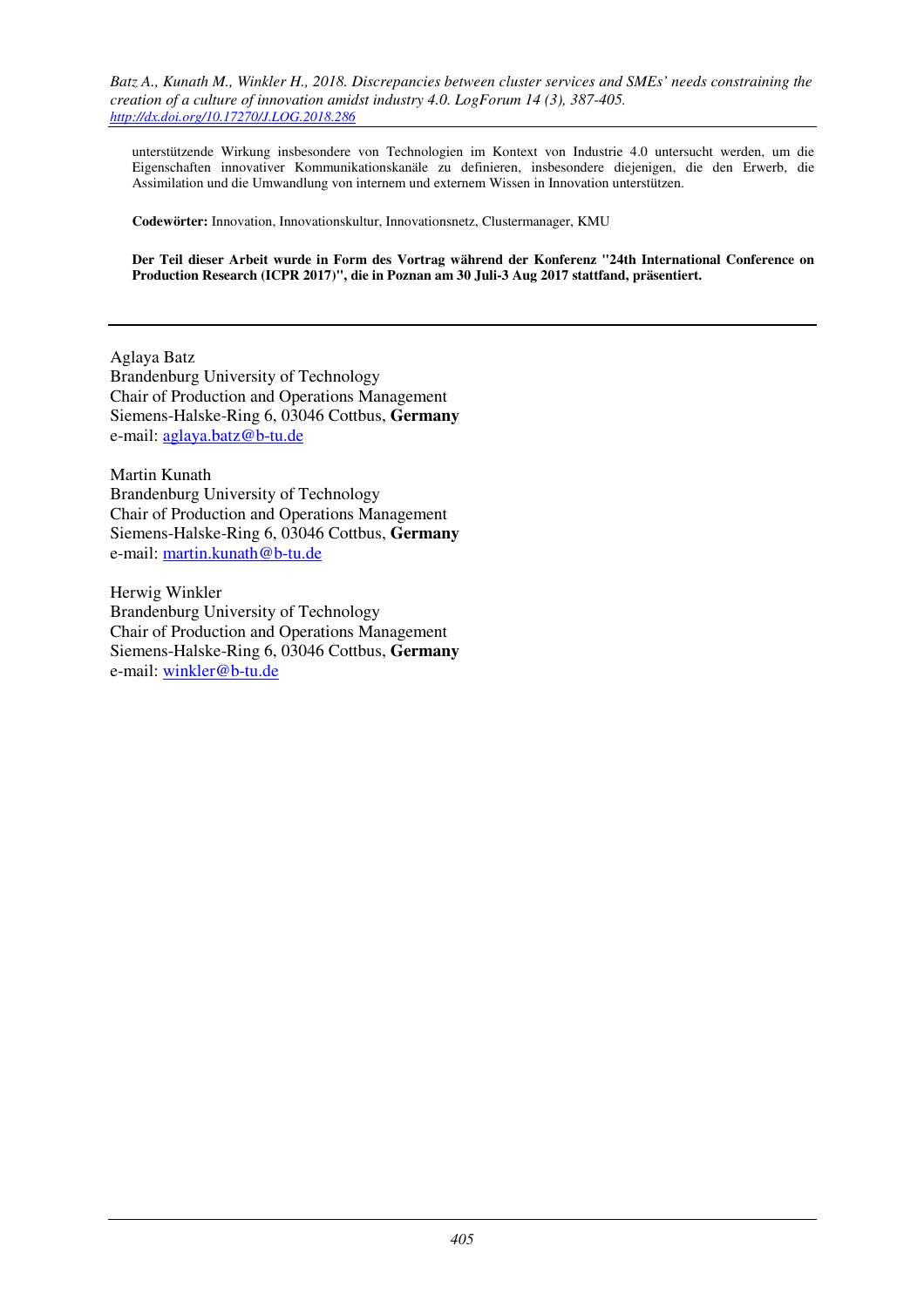unterstützende Wirkung insbesondere von Technologien im Kontext von Industrie 4.0 untersucht werden, um die Eigenschaften innovativer Kommunikationskanäle zu definieren, insbesondere diejenigen, die den Erwerb, die Assimilation und die Umwandlung von internem und externem Wissen in Innovation unterstützen.

**Codewörter:** Innovation, Innovationskultur, Innovationsnetz, Clustermanager, KMU

**Der Teil dieser Arbeit wurde in Form des Vortrag während der Konferenz "24th International Conference on Production Research (ICPR 2017)", die in Poznan am 30 Juli-3 Aug 2017 stattfand, präsentiert.**

---

Aglaya Batz
Brandenburg University of Technology
Chair of Production and Operations Management
Siemens-Halske-Ring 6, 03046 Cottbus, **Germany**
e-mail: aglaya.batz@b-tu.de

Martin Kunath
Brandenburg University of Technology
Chair of Production and Operations Management
Siemens-Halske-Ring 6, 03046 Cottbus, **Germany**
e-mail: martin.kunath@b-tu.de

Herwig Winkler
Brandenburg University of Technology
Chair of Production and Operations Management
Siemens-Halske-Ring 6, 03046 Cottbus, **Germany**
e-mail: winkler@b-tu.de